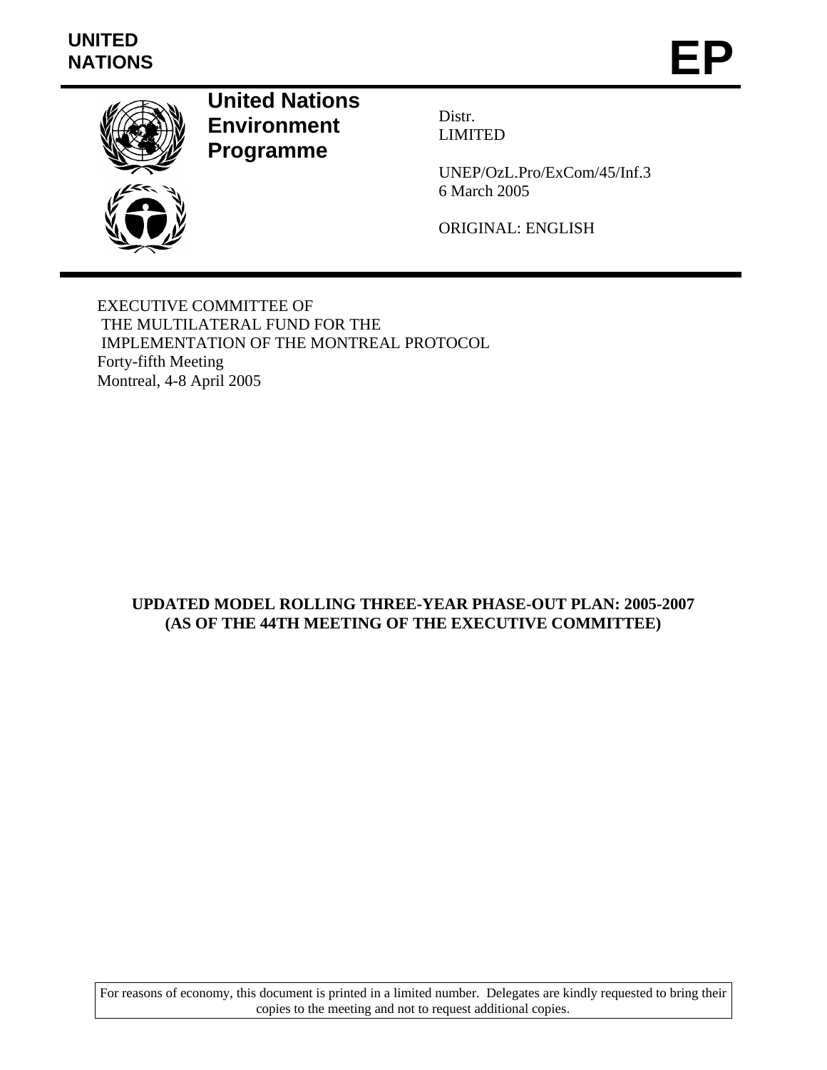**UNITED NATIONS**

# EP

**United Nations Environment Programme**

Distr.
LIMITED

UNEP/OzL.Pro/ExCom/45/Inf.3
6 March 2005

ORIGINAL: ENGLISH

EXECUTIVE COMMITTEE OF
THE MULTILATERAL FUND FOR THE
IMPLEMENTATION OF THE MONTREAL PROTOCOL
Forty-fifth Meeting
Montreal, 4-8 April 2005

## UPDATED MODEL ROLLING THREE-YEAR PHASE-OUT PLAN: 2005-2007 (AS OF THE 44TH MEETING OF THE EXECUTIVE COMMITTEE)

For reasons of economy, this document is printed in a limited number. Delegates are kindly requested to bring their copies to the meeting and not to request additional copies.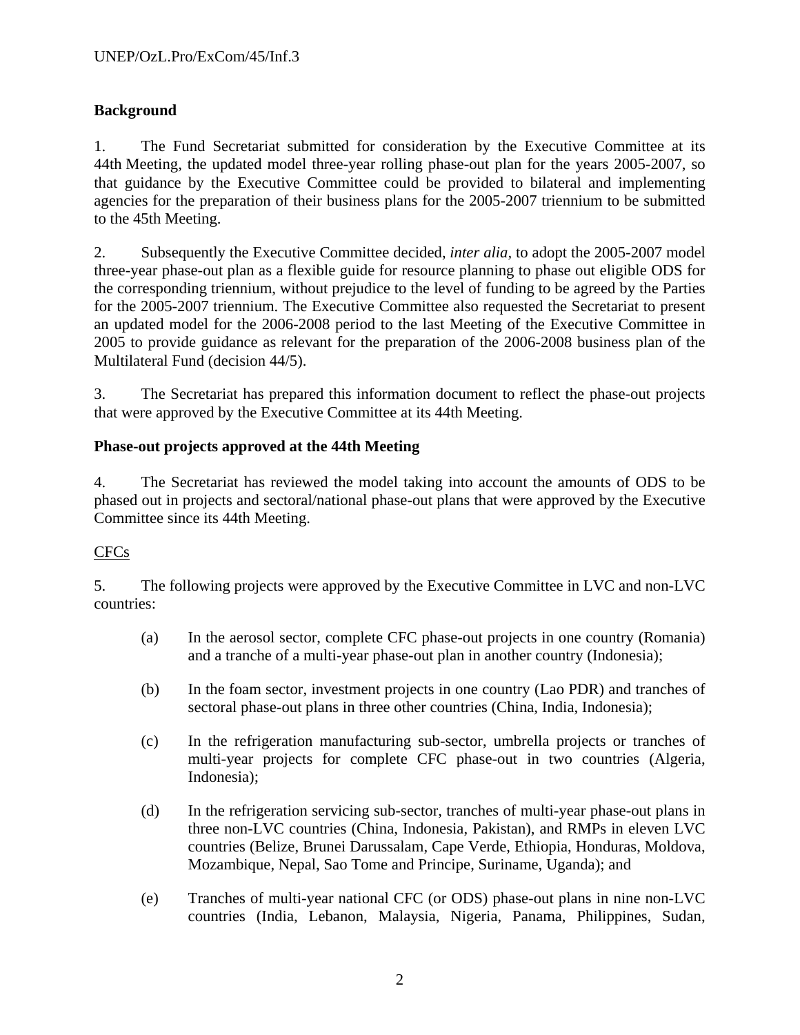## Background

1. The Fund Secretariat submitted for consideration by the Executive Committee at its 44th Meeting, the updated model three-year rolling phase-out plan for the years 2005-2007, so that guidance by the Executive Committee could be provided to bilateral and implementing agencies for the preparation of their business plans for the 2005-2007 triennium to be submitted to the 45th Meeting.

2. Subsequently the Executive Committee decided, *inter alia,* to adopt the 2005-2007 model three-year phase-out plan as a flexible guide for resource planning to phase out eligible ODS for the corresponding triennium, without prejudice to the level of funding to be agreed by the Parties for the 2005-2007 triennium. The Executive Committee also requested the Secretariat to present an updated model for the 2006-2008 period to the last Meeting of the Executive Committee in 2005 to provide guidance as relevant for the preparation of the 2006-2008 business plan of the Multilateral Fund (decision 44/5).

3. The Secretariat has prepared this information document to reflect the phase-out projects that were approved by the Executive Committee at its 44th Meeting.

## Phase-out projects approved at the 44th Meeting

4. The Secretariat has reviewed the model taking into account the amounts of ODS to be phased out in projects and sectoral/national phase-out plans that were approved by the Executive Committee since its 44th Meeting.

### CFCs

5. The following projects were approved by the Executive Committee in LVC and non-LVC countries:

(a) In the aerosol sector, complete CFC phase-out projects in one country (Romania) and a tranche of a multi-year phase-out plan in another country (Indonesia);

(b) In the foam sector, investment projects in one country (Lao PDR) and tranches of sectoral phase-out plans in three other countries (China, India, Indonesia);

(c) In the refrigeration manufacturing sub-sector, umbrella projects or tranches of multi-year projects for complete CFC phase-out in two countries (Algeria, Indonesia);

(d) In the refrigeration servicing sub-sector, tranches of multi-year phase-out plans in three non-LVC countries (China, Indonesia, Pakistan), and RMPs in eleven LVC countries (Belize, Brunei Darussalam, Cape Verde, Ethiopia, Honduras, Moldova, Mozambique, Nepal, Sao Tome and Principe, Suriname, Uganda); and

(e) Tranches of multi-year national CFC (or ODS) phase-out plans in nine non-LVC countries (India, Lebanon, Malaysia, Nigeria, Panama, Philippines, Sudan,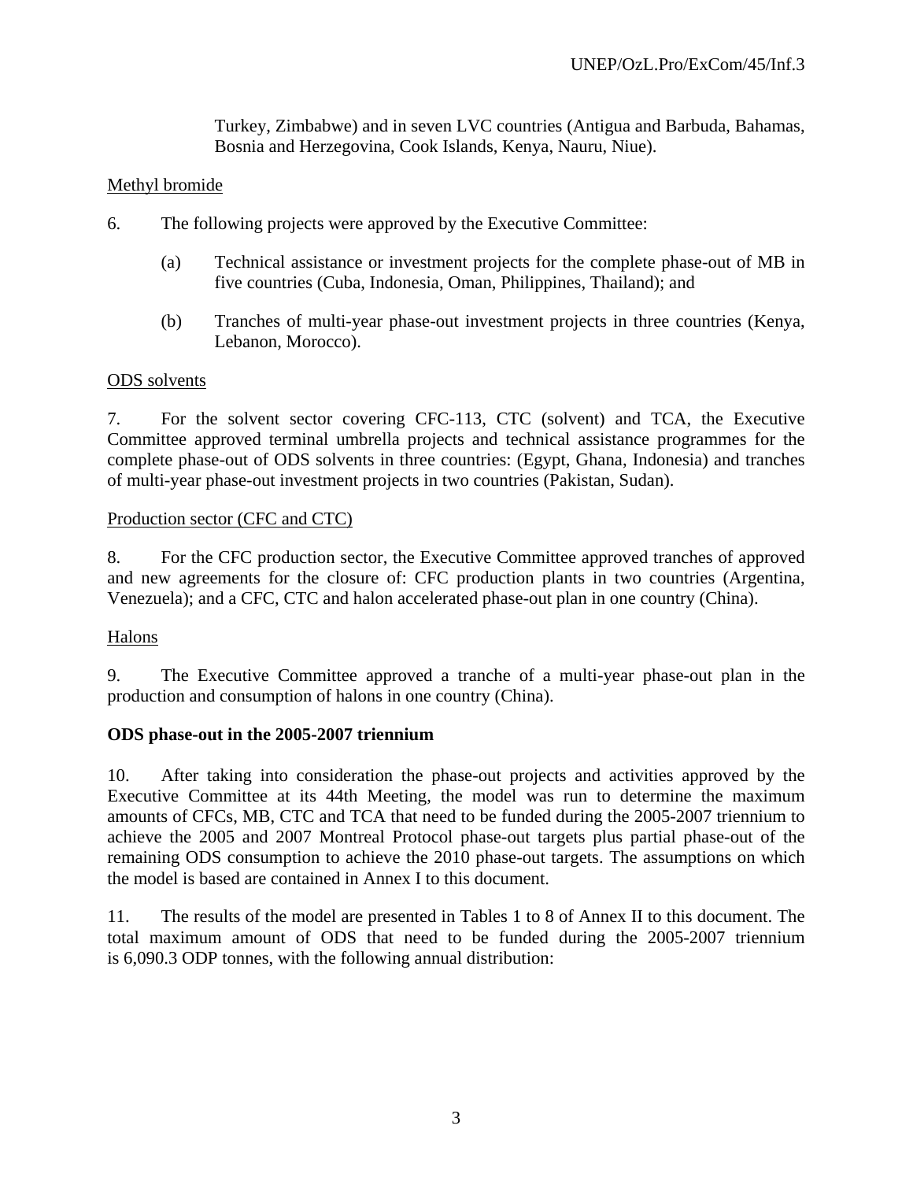Turkey, Zimbabwe) and in seven LVC countries (Antigua and Barbuda, Bahamas, Bosnia and Herzegovina, Cook Islands, Kenya, Nauru, Niue).

Methyl bromide

6. The following projects were approved by the Executive Committee:

   (a) Technical assistance or investment projects for the complete phase-out of MB in five countries (Cuba, Indonesia, Oman, Philippines, Thailand); and

   (b) Tranches of multi-year phase-out investment projects in three countries (Kenya, Lebanon, Morocco).

ODS solvents

7. For the solvent sector covering CFC-113, CTC (solvent) and TCA, the Executive Committee approved terminal umbrella projects and technical assistance programmes for the complete phase-out of ODS solvents in three countries: (Egypt, Ghana, Indonesia) and tranches of multi-year phase-out investment projects in two countries (Pakistan, Sudan).

Production sector (CFC and CTC)

8. For the CFC production sector, the Executive Committee approved tranches of approved and new agreements for the closure of: CFC production plants in two countries (Argentina, Venezuela); and a CFC, CTC and halon accelerated phase-out plan in one country (China).

Halons

9. The Executive Committee approved a tranche of a multi-year phase-out plan in the production and consumption of halons in one country (China).

**ODS phase-out in the 2005-2007 triennium**

10. After taking into consideration the phase-out projects and activities approved by the Executive Committee at its 44th Meeting, the model was run to determine the maximum amounts of CFCs, MB, CTC and TCA that need to be funded during the 2005-2007 triennium to achieve the 2005 and 2007 Montreal Protocol phase-out targets plus partial phase-out of the remaining ODS consumption to achieve the 2010 phase-out targets. The assumptions on which the model is based are contained in Annex I to this document.

11. The results of the model are presented in Tables 1 to 8 of Annex II to this document. The total maximum amount of ODS that need to be funded during the 2005-2007 triennium is 6,090.3 ODP tonnes, with the following annual distribution: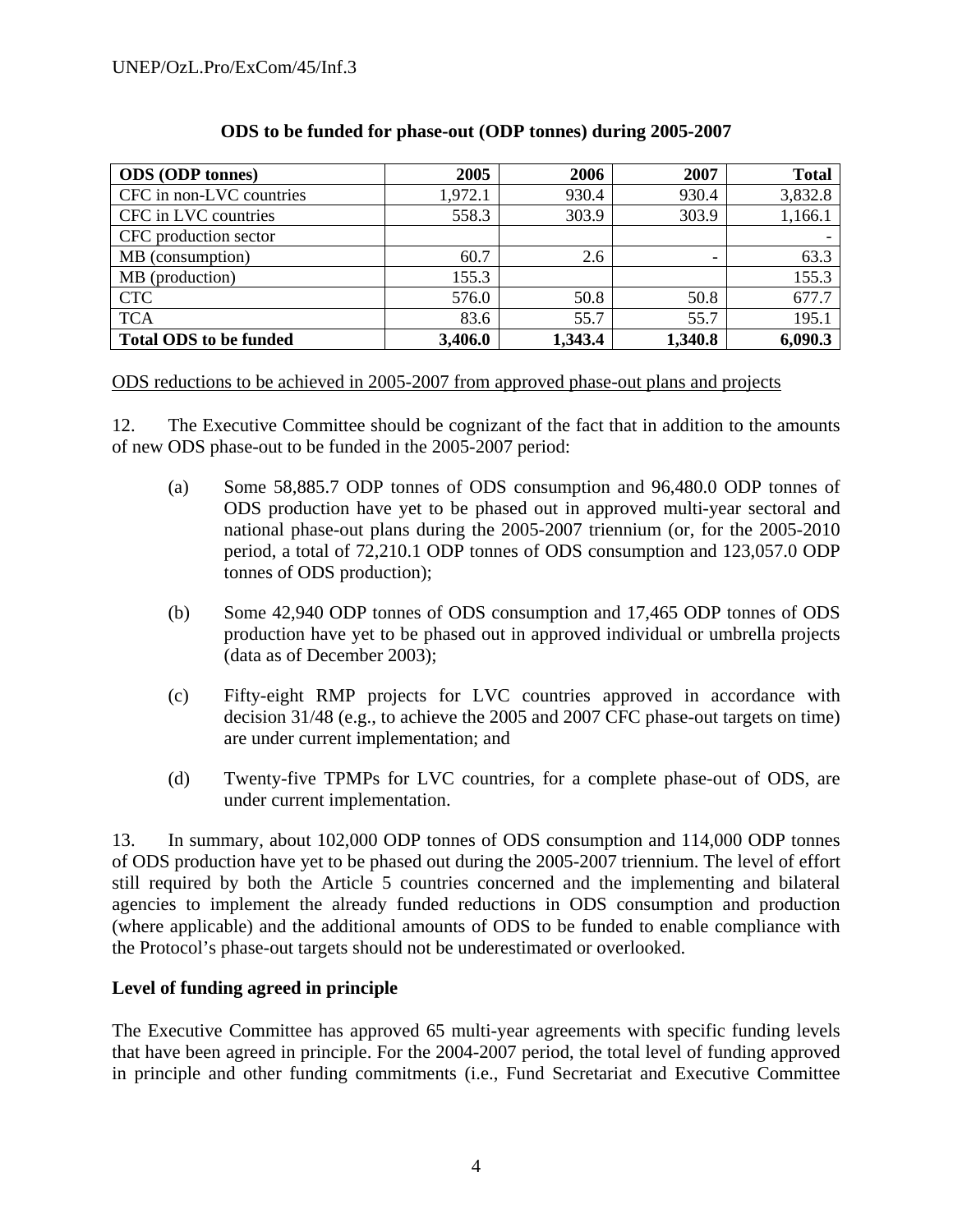**ODS to be funded for phase-out (ODP tonnes) during 2005-2007**

| ODS (ODP tonnes) | 2005 | 2006 | 2007 | Total |
|---|---:|---:|---:|---:|
| CFC in non-LVC countries | 1,972.1 | 930.4 | 930.4 | 3,832.8 |
| CFC in LVC countries | 558.3 | 303.9 | 303.9 | 1,166.1 |
| CFC production sector | | | | - |
| MB (consumption) | 60.7 | 2.6 | - | 63.3 |
| MB (production) | 155.3 | | | 155.3 |
| CTC | 576.0 | 50.8 | 50.8 | 677.7 |
| TCA | 83.6 | 55.7 | 55.7 | 195.1 |
| **Total ODS to be funded** | **3,406.0** | **1,343.4** | **1,340.8** | **6,090.3** |

ODS reductions to be achieved in 2005-2007 from approved phase-out plans and projects

12. The Executive Committee should be cognizant of the fact that in addition to the amounts of new ODS phase-out to be funded in the 2005-2007 period:

(a) Some 58,885.7 ODP tonnes of ODS consumption and 96,480.0 ODP tonnes of ODS production have yet to be phased out in approved multi-year sectoral and national phase-out plans during the 2005-2007 triennium (or, for the 2005-2010 period, a total of 72,210.1 ODP tonnes of ODS consumption and 123,057.0 ODP tonnes of ODS production);

(b) Some 42,940 ODP tonnes of ODS consumption and 17,465 ODP tonnes of ODS production have yet to be phased out in approved individual or umbrella projects (data as of December 2003);

(c) Fifty-eight RMP projects for LVC countries approved in accordance with decision 31/48 (e.g., to achieve the 2005 and 2007 CFC phase-out targets on time) are under current implementation; and

(d) Twenty-five TPMPs for LVC countries, for a complete phase-out of ODS, are under current implementation.

13. In summary, about 102,000 ODP tonnes of ODS consumption and 114,000 ODP tonnes of ODS production have yet to be phased out during the 2005-2007 triennium. The level of effort still required by both the Article 5 countries concerned and the implementing and bilateral agencies to implement the already funded reductions in ODS consumption and production (where applicable) and the additional amounts of ODS to be funded to enable compliance with the Protocol's phase-out targets should not be underestimated or overlooked.

**Level of funding agreed in principle**

The Executive Committee has approved 65 multi-year agreements with specific funding levels that have been agreed in principle. For the 2004-2007 period, the total level of funding approved in principle and other funding commitments (i.e., Fund Secretariat and Executive Committee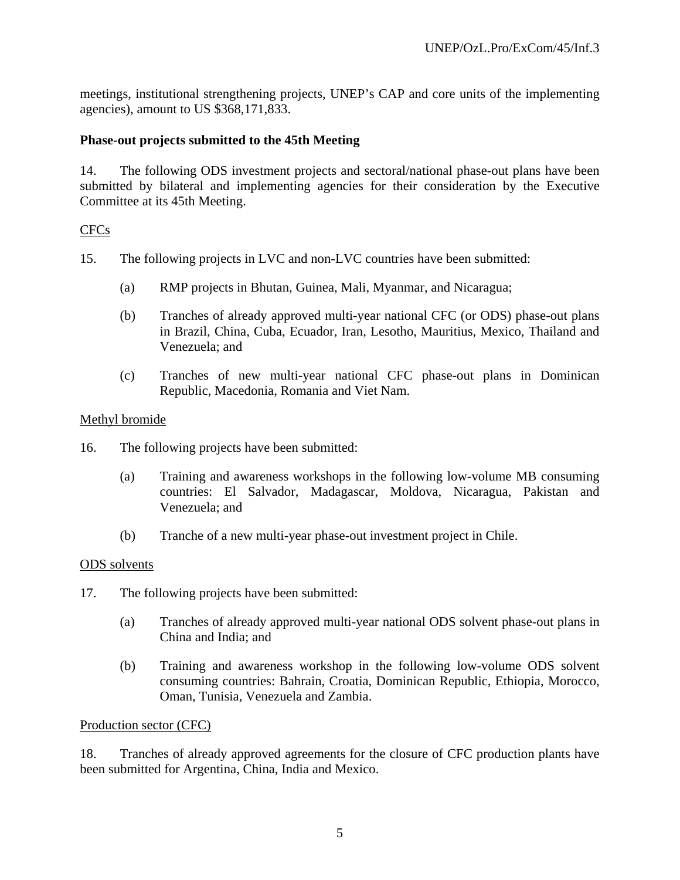meetings, institutional strengthening projects, UNEP's CAP and core units of the implementing agencies), amount to US $368,171,833.

**Phase-out projects submitted to the 45th Meeting**

14. The following ODS investment projects and sectoral/national phase-out plans have been submitted by bilateral and implementing agencies for their consideration by the Executive Committee at its 45th Meeting.

<u>CFCs</u>

15. The following projects in LVC and non-LVC countries have been submitted:

(a) RMP projects in Bhutan, Guinea, Mali, Myanmar, and Nicaragua;

(b) Tranches of already approved multi-year national CFC (or ODS) phase-out plans in Brazil, China, Cuba, Ecuador, Iran, Lesotho, Mauritius, Mexico, Thailand and Venezuela; and

(c) Tranches of new multi-year national CFC phase-out plans in Dominican Republic, Macedonia, Romania and Viet Nam.

<u>Methyl bromide</u>

16. The following projects have been submitted:

(a) Training and awareness workshops in the following low-volume MB consuming countries: El Salvador, Madagascar, Moldova, Nicaragua, Pakistan and Venezuela; and

(b) Tranche of a new multi-year phase-out investment project in Chile.

<u>ODS solvents</u>

17. The following projects have been submitted:

(a) Tranches of already approved multi-year national ODS solvent phase-out plans in China and India; and

(b) Training and awareness workshop in the following low-volume ODS solvent consuming countries: Bahrain, Croatia, Dominican Republic, Ethiopia, Morocco, Oman, Tunisia, Venezuela and Zambia.

<u>Production sector (CFC)</u>

18. Tranches of already approved agreements for the closure of CFC production plants have been submitted for Argentina, China, India and Mexico.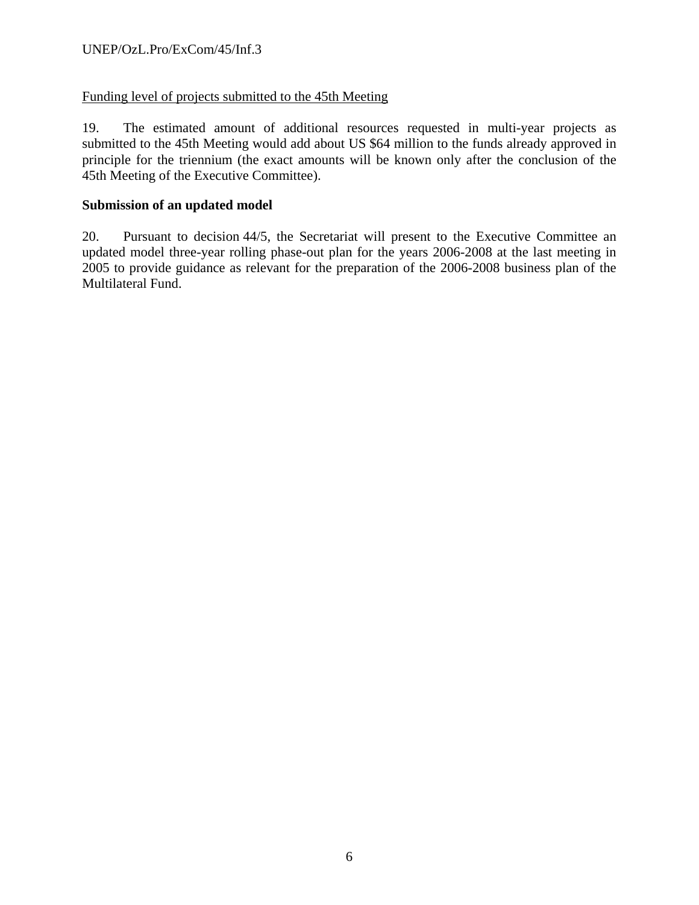<u>Funding level of projects submitted to the 45th Meeting</u>

19. The estimated amount of additional resources requested in multi-year projects as submitted to the 45th Meeting would add about US $64 million to the funds already approved in principle for the triennium (the exact amounts will be known only after the conclusion of the 45th Meeting of the Executive Committee).

**Submission of an updated model**

20. Pursuant to decision 44/5, the Secretariat will present to the Executive Committee an updated model three-year rolling phase-out plan for the years 2006-2008 at the last meeting in 2005 to provide guidance as relevant for the preparation of the 2006-2008 business plan of the Multilateral Fund.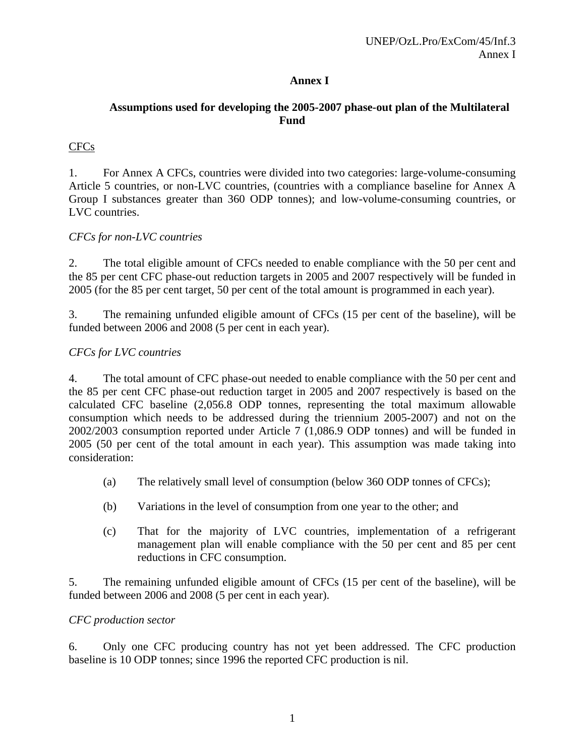# Annex I

## Assumptions used for developing the 2005-2007 phase-out plan of the Multilateral Fund

CFCs

1. For Annex A CFCs, countries were divided into two categories: large-volume-consuming Article 5 countries, or non-LVC countries, (countries with a compliance baseline for Annex A Group I substances greater than 360 ODP tonnes); and low-volume-consuming countries, or LVC countries.

*CFCs for non-LVC countries*

2. The total eligible amount of CFCs needed to enable compliance with the 50 per cent and the 85 per cent CFC phase-out reduction targets in 2005 and 2007 respectively will be funded in 2005 (for the 85 per cent target, 50 per cent of the total amount is programmed in each year).

3. The remaining unfunded eligible amount of CFCs (15 per cent of the baseline), will be funded between 2006 and 2008 (5 per cent in each year).

*CFCs for LVC countries*

4. The total amount of CFC phase-out needed to enable compliance with the 50 per cent and the 85 per cent CFC phase-out reduction target in 2005 and 2007 respectively is based on the calculated CFC baseline (2,056.8 ODP tonnes, representing the total maximum allowable consumption which needs to be addressed during the triennium 2005-2007) and not on the 2002/2003 consumption reported under Article 7 (1,086.9 ODP tonnes) and will be funded in 2005 (50 per cent of the total amount in each year). This assumption was made taking into consideration:

   (a) The relatively small level of consumption (below 360 ODP tonnes of CFCs);

   (b) Variations in the level of consumption from one year to the other; and

   (c) That for the majority of LVC countries, implementation of a refrigerant management plan will enable compliance with the 50 per cent and 85 per cent reductions in CFC consumption.

5. The remaining unfunded eligible amount of CFCs (15 per cent of the baseline), will be funded between 2006 and 2008 (5 per cent in each year).

*CFC production sector*

6. Only one CFC producing country has not yet been addressed. The CFC production baseline is 10 ODP tonnes; since 1996 the reported CFC production is nil.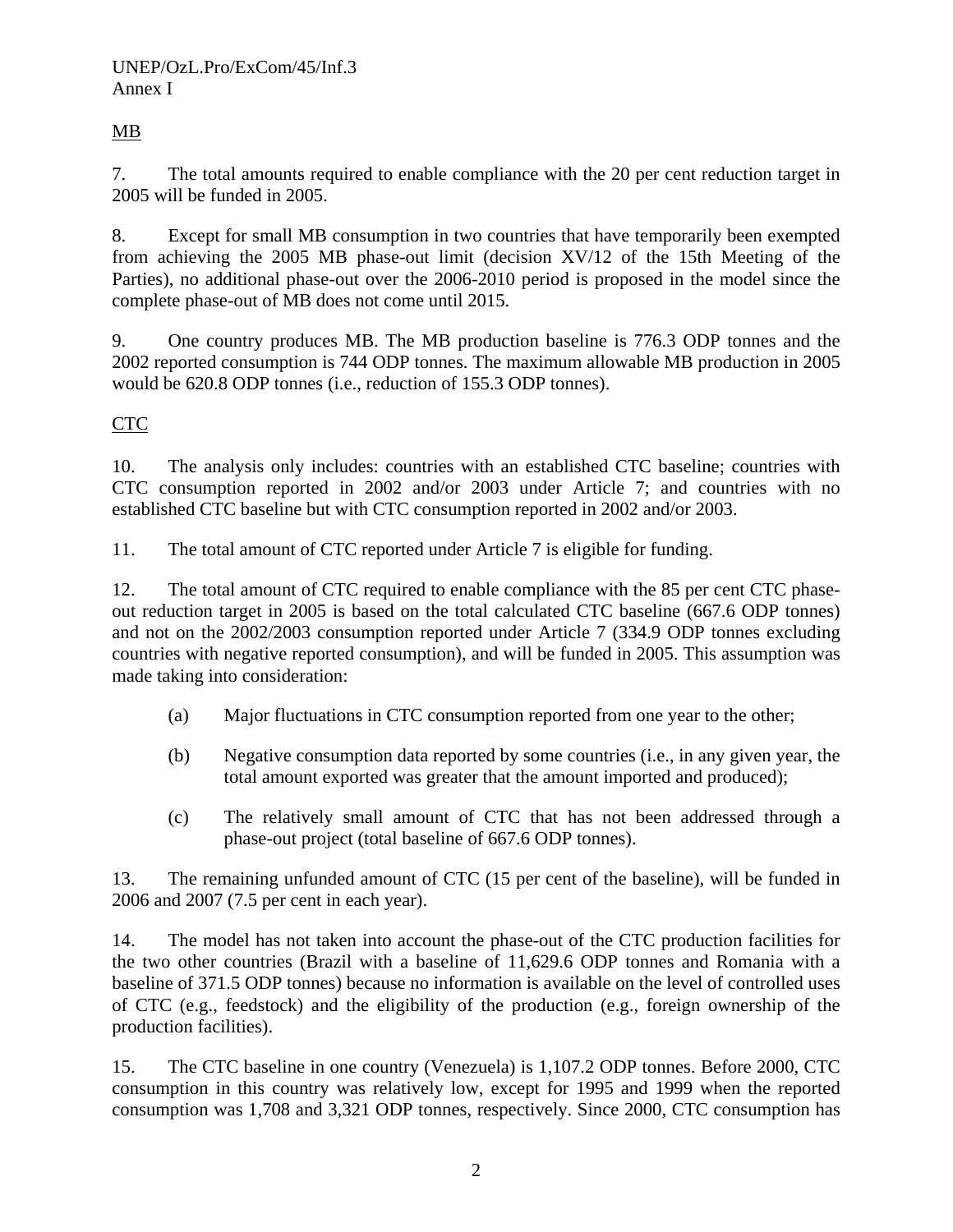MB

7. The total amounts required to enable compliance with the 20 per cent reduction target in 2005 will be funded in 2005.

8. Except for small MB consumption in two countries that have temporarily been exempted from achieving the 2005 MB phase-out limit (decision XV/12 of the 15th Meeting of the Parties), no additional phase-out over the 2006-2010 period is proposed in the model since the complete phase-out of MB does not come until 2015.

9. One country produces MB. The MB production baseline is 776.3 ODP tonnes and the 2002 reported consumption is 744 ODP tonnes. The maximum allowable MB production in 2005 would be 620.8 ODP tonnes (i.e., reduction of 155.3 ODP tonnes).

CTC

10. The analysis only includes: countries with an established CTC baseline; countries with CTC consumption reported in 2002 and/or 2003 under Article 7; and countries with no established CTC baseline but with CTC consumption reported in 2002 and/or 2003.

11. The total amount of CTC reported under Article 7 is eligible for funding.

12. The total amount of CTC required to enable compliance with the 85 per cent CTC phase-out reduction target in 2005 is based on the total calculated CTC baseline (667.6 ODP tonnes) and not on the 2002/2003 consumption reported under Article 7 (334.9 ODP tonnes excluding countries with negative reported consumption), and will be funded in 2005. This assumption was made taking into consideration:

(a) Major fluctuations in CTC consumption reported from one year to the other;

(b) Negative consumption data reported by some countries (i.e., in any given year, the total amount exported was greater that the amount imported and produced);

(c) The relatively small amount of CTC that has not been addressed through a phase-out project (total baseline of 667.6 ODP tonnes).

13. The remaining unfunded amount of CTC (15 per cent of the baseline), will be funded in 2006 and 2007 (7.5 per cent in each year).

14. The model has not taken into account the phase-out of the CTC production facilities for the two other countries (Brazil with a baseline of 11,629.6 ODP tonnes and Romania with a baseline of 371.5 ODP tonnes) because no information is available on the level of controlled uses of CTC (e.g., feedstock) and the eligibility of the production (e.g., foreign ownership of the production facilities).

15. The CTC baseline in one country (Venezuela) is 1,107.2 ODP tonnes. Before 2000, CTC consumption in this country was relatively low, except for 1995 and 1999 when the reported consumption was 1,708 and 3,321 ODP tonnes, respectively. Since 2000, CTC consumption has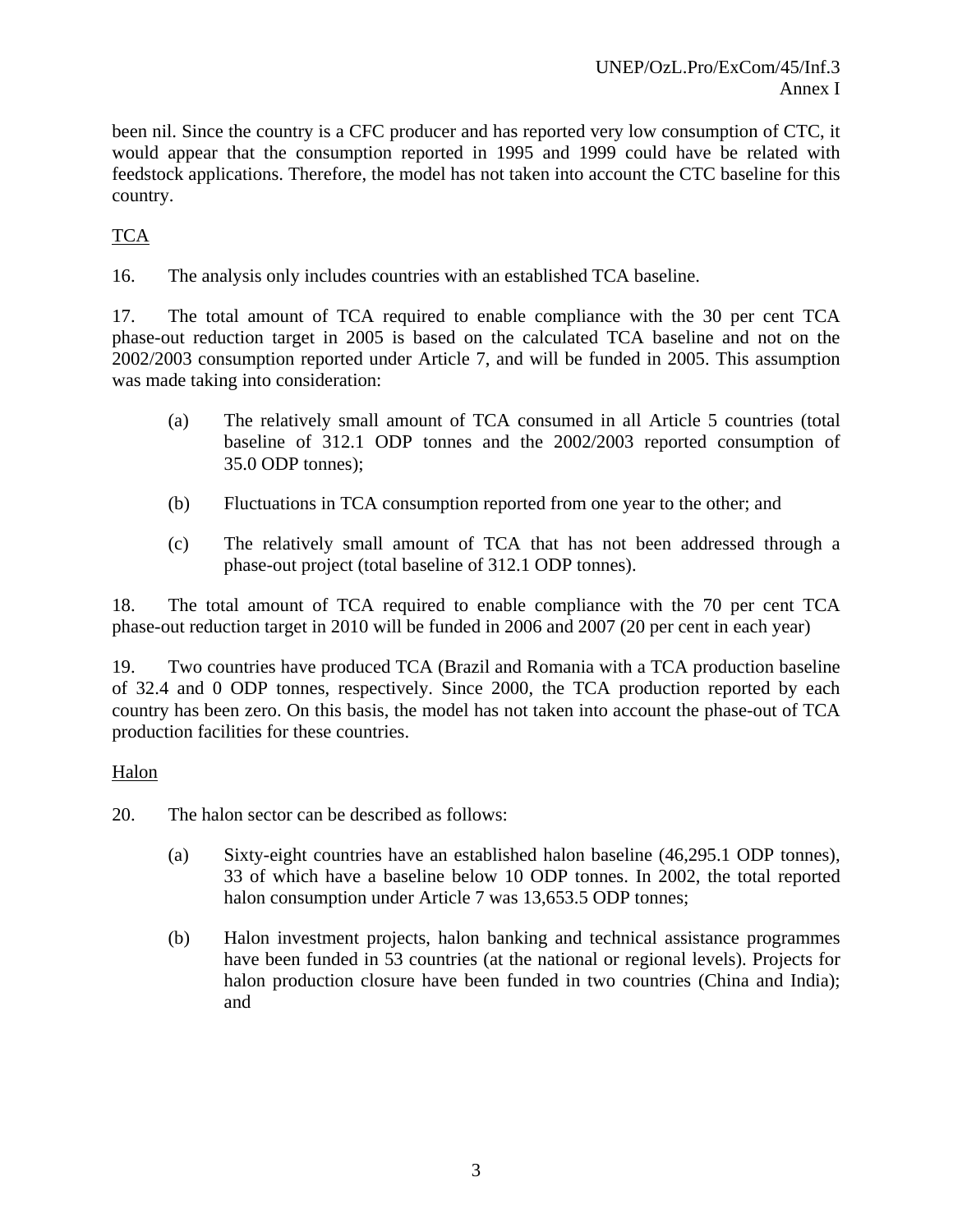been nil. Since the country is a CFC producer and has reported very low consumption of CTC, it would appear that the consumption reported in 1995 and 1999 could have be related with feedstock applications. Therefore, the model has not taken into account the CTC baseline for this country.

TCA

16. The analysis only includes countries with an established TCA baseline.

17. The total amount of TCA required to enable compliance with the 30 per cent TCA phase-out reduction target in 2005 is based on the calculated TCA baseline and not on the 2002/2003 consumption reported under Article 7, and will be funded in 2005. This assumption was made taking into consideration:

(a) The relatively small amount of TCA consumed in all Article 5 countries (total baseline of 312.1 ODP tonnes and the 2002/2003 reported consumption of 35.0 ODP tonnes);

(b) Fluctuations in TCA consumption reported from one year to the other; and

(c) The relatively small amount of TCA that has not been addressed through a phase-out project (total baseline of 312.1 ODP tonnes).

18. The total amount of TCA required to enable compliance with the 70 per cent TCA phase-out reduction target in 2010 will be funded in 2006 and 2007 (20 per cent in each year)

19. Two countries have produced TCA (Brazil and Romania with a TCA production baseline of 32.4 and 0 ODP tonnes, respectively. Since 2000, the TCA production reported by each country has been zero. On this basis, the model has not taken into account the phase-out of TCA production facilities for these countries.

Halon

20. The halon sector can be described as follows:

(a) Sixty-eight countries have an established halon baseline (46,295.1 ODP tonnes), 33 of which have a baseline below 10 ODP tonnes. In 2002, the total reported halon consumption under Article 7 was 13,653.5 ODP tonnes;

(b) Halon investment projects, halon banking and technical assistance programmes have been funded in 53 countries (at the national or regional levels). Projects for halon production closure have been funded in two countries (China and India); and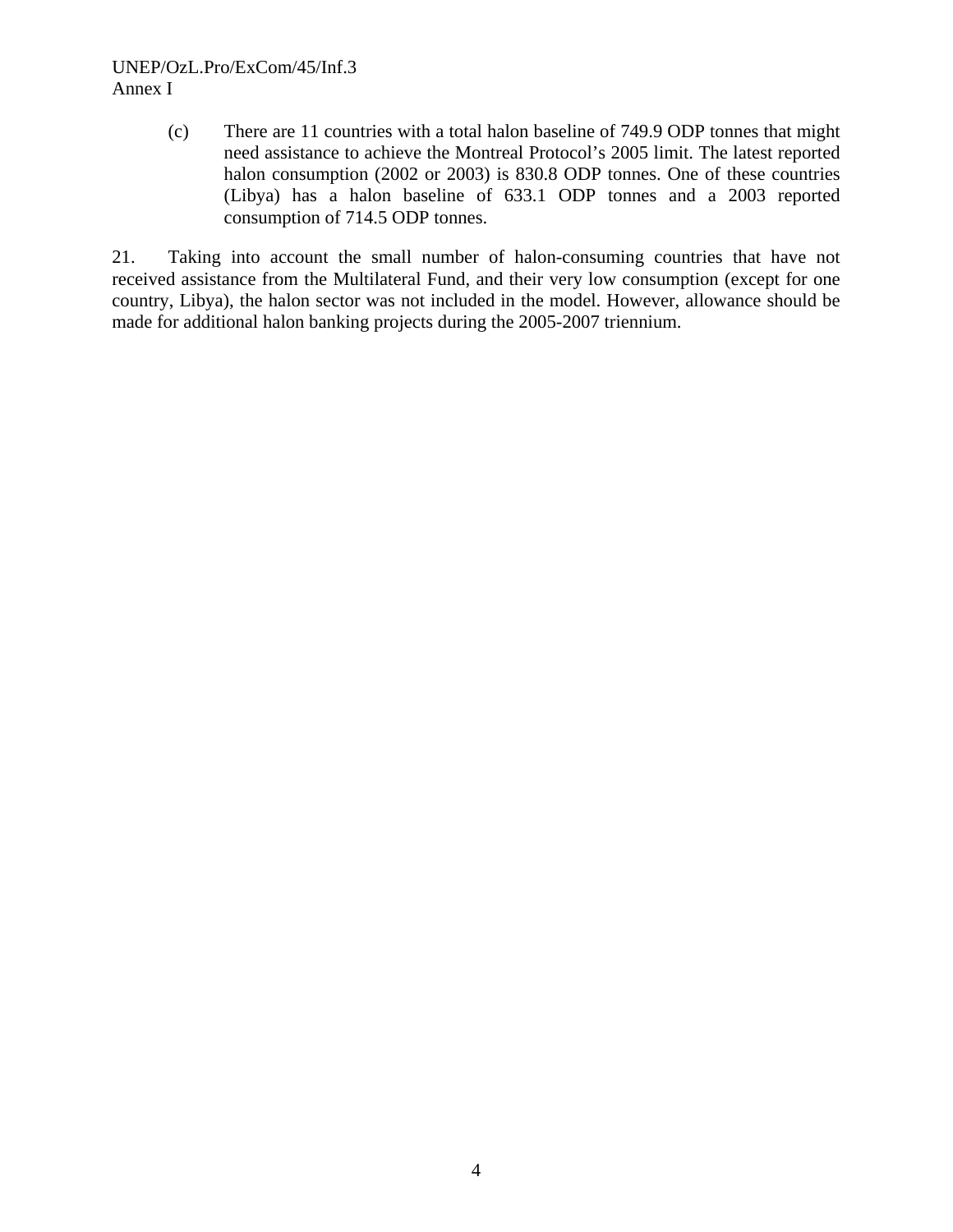(c) There are 11 countries with a total halon baseline of 749.9 ODP tonnes that might need assistance to achieve the Montreal Protocol's 2005 limit. The latest reported halon consumption (2002 or 2003) is 830.8 ODP tonnes. One of these countries (Libya) has a halon baseline of 633.1 ODP tonnes and a 2003 reported consumption of 714.5 ODP tonnes.

21. Taking into account the small number of halon-consuming countries that have not received assistance from the Multilateral Fund, and their very low consumption (except for one country, Libya), the halon sector was not included in the model. However, allowance should be made for additional halon banking projects during the 2005-2007 triennium.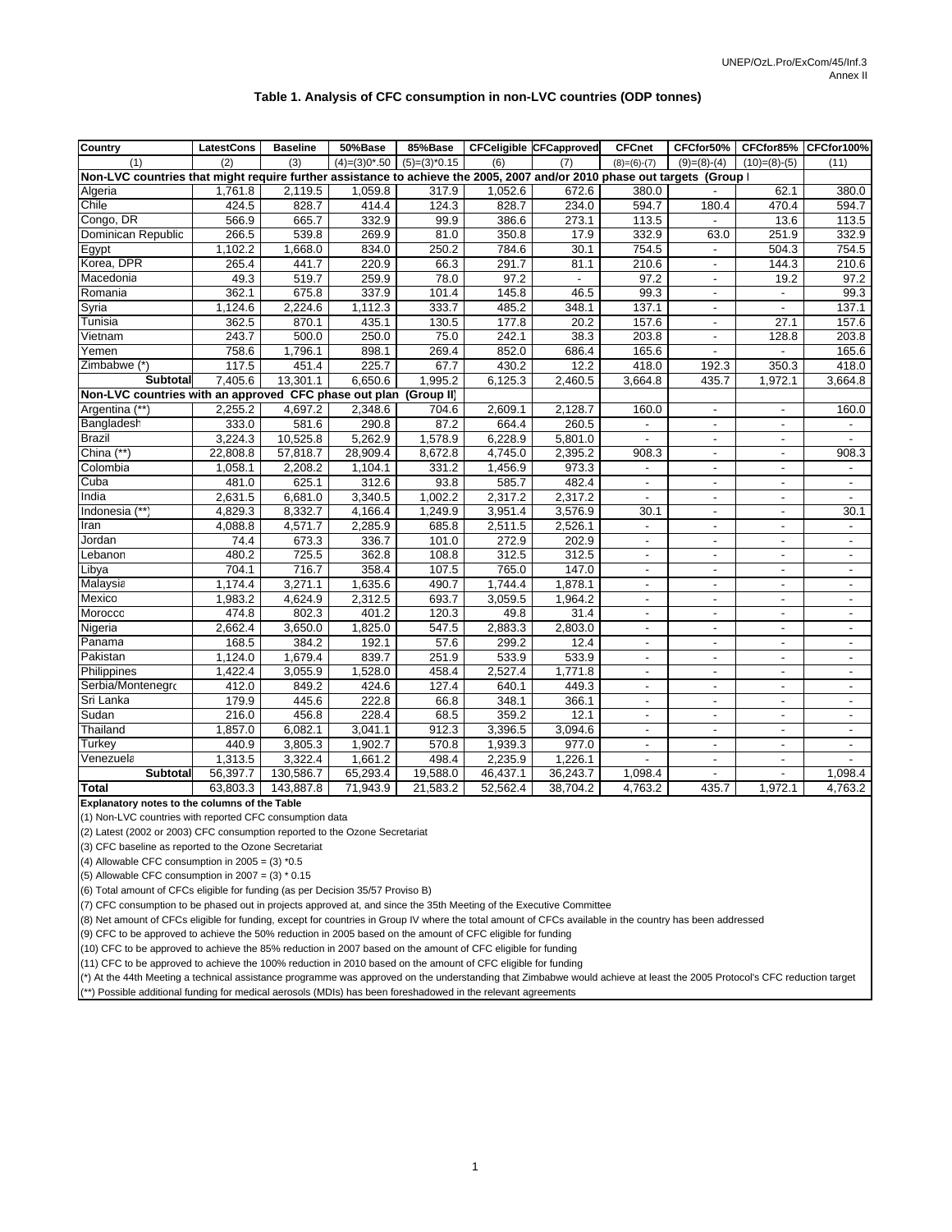**Table 1. Analysis of CFC consumption in non-LVC countries (ODP tonnes)**

| Country | LatestCons | Baseline | 50%Base | 85%Base | CFCeligible | CFCapproved | CFCnet | CFCfor50% | CFCfor85% | CFCfor100% |
|---|---|---|---|---|---|---|---|---|---|---|
| (1) | (2) | (3) | (4)=(3)0*.50 | (5)=(3)*0.15 | (6) | (7) | (8)=(6)-(7) | (9)=(8)-(4) | (10)=(8)-(5) | (11) |
| **Non-LVC countries that might require further assistance to achieve the 2005, 2007 and/or 2010 phase out targets (Group I** | | | | | | | | | | |
| Algeria | 1,761.8 | 2,119.5 | 1,059.8 | 317.9 | 1,052.6 | 672.6 | 380.0 | - | 62.1 | 380.0 |
| Chile | 424.5 | 828.7 | 414.4 | 124.3 | 828.7 | 234.0 | 594.7 | 180.4 | 470.4 | 594.7 |
| Congo, DR | 566.9 | 665.7 | 332.9 | 99.9 | 386.6 | 273.1 | 113.5 | - | 13.6 | 113.5 |
| Dominican Republic | 266.5 | 539.8 | 269.9 | 81.0 | 350.8 | 17.9 | 332.9 | 63.0 | 251.9 | 332.9 |
| Egypt | 1,102.2 | 1,668.0 | 834.0 | 250.2 | 784.6 | 30.1 | 754.5 | - | 504.3 | 754.5 |
| Korea, DPR | 265.4 | 441.7 | 220.9 | 66.3 | 291.7 | 81.1 | 210.6 | - | 144.3 | 210.6 |
| Macedonia | 49.3 | 519.7 | 259.9 | 78.0 | 97.2 | - | 97.2 | - | 19.2 | 97.2 |
| Romania | 362.1 | 675.8 | 337.9 | 101.4 | 145.8 | 46.5 | 99.3 | - | - | 99.3 |
| Syria | 1,124.6 | 2,224.6 | 1,112.3 | 333.7 | 485.2 | 348.1 | 137.1 | - | - | 137.1 |
| Tunisia | 362.5 | 870.1 | 435.1 | 130.5 | 177.8 | 20.2 | 157.6 | - | 27.1 | 157.6 |
| Vietnam | 243.7 | 500.0 | 250.0 | 75.0 | 242.1 | 38.3 | 203.8 | - | 128.8 | 203.8 |
| Yemen | 758.6 | 1,796.1 | 898.1 | 269.4 | 852.0 | 686.4 | 165.6 | - | - | 165.6 |
| Zimbabwe (*) | 117.5 | 451.4 | 225.7 | 67.7 | 430.2 | 12.2 | 418.0 | 192.3 | 350.3 | 418.0 |
| **Subtotal** | 7,405.6 | 13,301.1 | 6,650.6 | 1,995.2 | 6,125.3 | 2,460.5 | 3,664.8 | 435.7 | 1,972.1 | 3,664.8 |
| **Non-LVC countries with an approved CFC phase out plan (Group II)** | | | | | | | | | | |
| Argentina (**) | 2,255.2 | 4,697.2 | 2,348.6 | 704.6 | 2,609.1 | 2,128.7 | 160.0 | - | - | 160.0 |
| Bangladesh | 333.0 | 581.6 | 290.8 | 87.2 | 664.4 | 260.5 | - | - | - | - |
| Brazil | 3,224.3 | 10,525.8 | 5,262.9 | 1,578.9 | 6,228.9 | 5,801.0 | - | - | - | - |
| China (**) | 22,808.8 | 57,818.7 | 28,909.4 | 8,672.8 | 4,745.0 | 2,395.2 | 908.3 | - | - | 908.3 |
| Colombia | 1,058.1 | 2,208.2 | 1,104.1 | 331.2 | 1,456.9 | 973.3 | - | - | - | - |
| Cuba | 481.0 | 625.1 | 312.6 | 93.8 | 585.7 | 482.4 | - | - | - | - |
| India | 2,631.5 | 6,681.0 | 3,340.5 | 1,002.2 | 2,317.2 | 2,317.2 | - | - | - | - |
| Indonesia (**) | 4,829.3 | 8,332.7 | 4,166.4 | 1,249.9 | 3,951.4 | 3,576.9 | 30.1 | - | - | 30.1 |
| Iran | 4,088.8 | 4,571.7 | 2,285.9 | 685.8 | 2,511.5 | 2,526.1 | - | - | - | - |
| Jordan | 74.4 | 673.3 | 336.7 | 101.0 | 272.9 | 202.9 | - | - | - | - |
| Lebanon | 480.2 | 725.5 | 362.8 | 108.8 | 312.5 | 312.5 | - | - | - | - |
| Libya | 704.1 | 716.7 | 358.4 | 107.5 | 765.0 | 147.0 | - | - | - | - |
| Malaysia | 1,174.4 | 3,271.1 | 1,635.6 | 490.7 | 1,744.4 | 1,878.1 | - | - | - | - |
| Mexico | 1,983.2 | 4,624.9 | 2,312.5 | 693.7 | 3,059.5 | 1,964.2 | - | - | - | - |
| Morocco | 474.8 | 802.3 | 401.2 | 120.3 | 49.8 | 31.4 | - | - | - | - |
| Nigeria | 2,662.4 | 3,650.0 | 1,825.0 | 547.5 | 2,883.3 | 2,803.0 | - | - | - | - |
| Panama | 168.5 | 384.2 | 192.1 | 57.6 | 299.2 | 12.4 | - | - | - | - |
| Pakistan | 1,124.0 | 1,679.4 | 839.7 | 251.9 | 533.9 | 533.9 | - | - | - | - |
| Philippines | 1,422.4 | 3,055.9 | 1,528.0 | 458.4 | 2,527.4 | 1,771.8 | - | - | - | - |
| Serbia/Montenegro | 412.0 | 849.2 | 424.6 | 127.4 | 640.1 | 449.3 | - | - | - | - |
| Sri Lanka | 179.9 | 445.6 | 222.8 | 66.8 | 348.1 | 366.1 | - | - | - | - |
| Sudan | 216.0 | 456.8 | 228.4 | 68.5 | 359.2 | 12.1 | - | - | - | - |
| Thailand | 1,857.0 | 6,082.1 | 3,041.1 | 912.3 | 3,396.5 | 3,094.6 | - | - | - | - |
| Turkey | 440.9 | 3,805.3 | 1,902.7 | 570.8 | 1,939.3 | 977.0 | - | - | - | - |
| Venezuela | 1,313.5 | 3,322.4 | 1,661.2 | 498.4 | 2,235.9 | 1,226.1 | - | - | - | - |
| **Subtotal** | 56,397.7 | 130,586.7 | 65,293.4 | 19,588.0 | 46,437.1 | 36,243.7 | 1,098.4 | - | - | 1,098.4 |
| **Total** | 63,803.3 | 143,887.8 | 71,943.9 | 21,583.2 | 52,562.4 | 38,704.2 | 4,763.2 | 435.7 | 1,972.1 | 4,763.2 |

**Explanatory notes to the columns of the Table**

(1) Non-LVC countries with reported CFC consumption data

(2) Latest (2002 or 2003) CFC consumption reported to the Ozone Secretariat

(3) CFC baseline as reported to the Ozone Secretariat

(4) Allowable CFC consumption in 2005 = (3) *0.5

(5) Allowable CFC consumption in 2007 = (3) * 0.15

(6) Total amount of CFCs eligible for funding (as per Decision 35/57 Proviso B)

(7) CFC consumption to be phased out in projects approved at, and since the 35th Meeting of the Executive Committee

(8) Net amount of CFCs eligible for funding, except for countries in Group IV where the total amount of CFCs available in the country has been addressed

(9) CFC to be approved to achieve the 50% reduction in 2005 based on the amount of CFC eligible for funding

(10) CFC to be approved to achieve the 85% reduction in 2007 based on the amount of CFC eligible for funding

(11) CFC to be approved to achieve the 100% reduction in 2010 based on the amount of CFC eligible for funding

(*) At the 44th Meeting a technical assistance programme was approved on the understanding that Zimbabwe would achieve at least the 2005 Protocol's CFC reduction target

(**) Possible additional funding for medical aerosols (MDIs) has been foreshadowed in the relevant agreements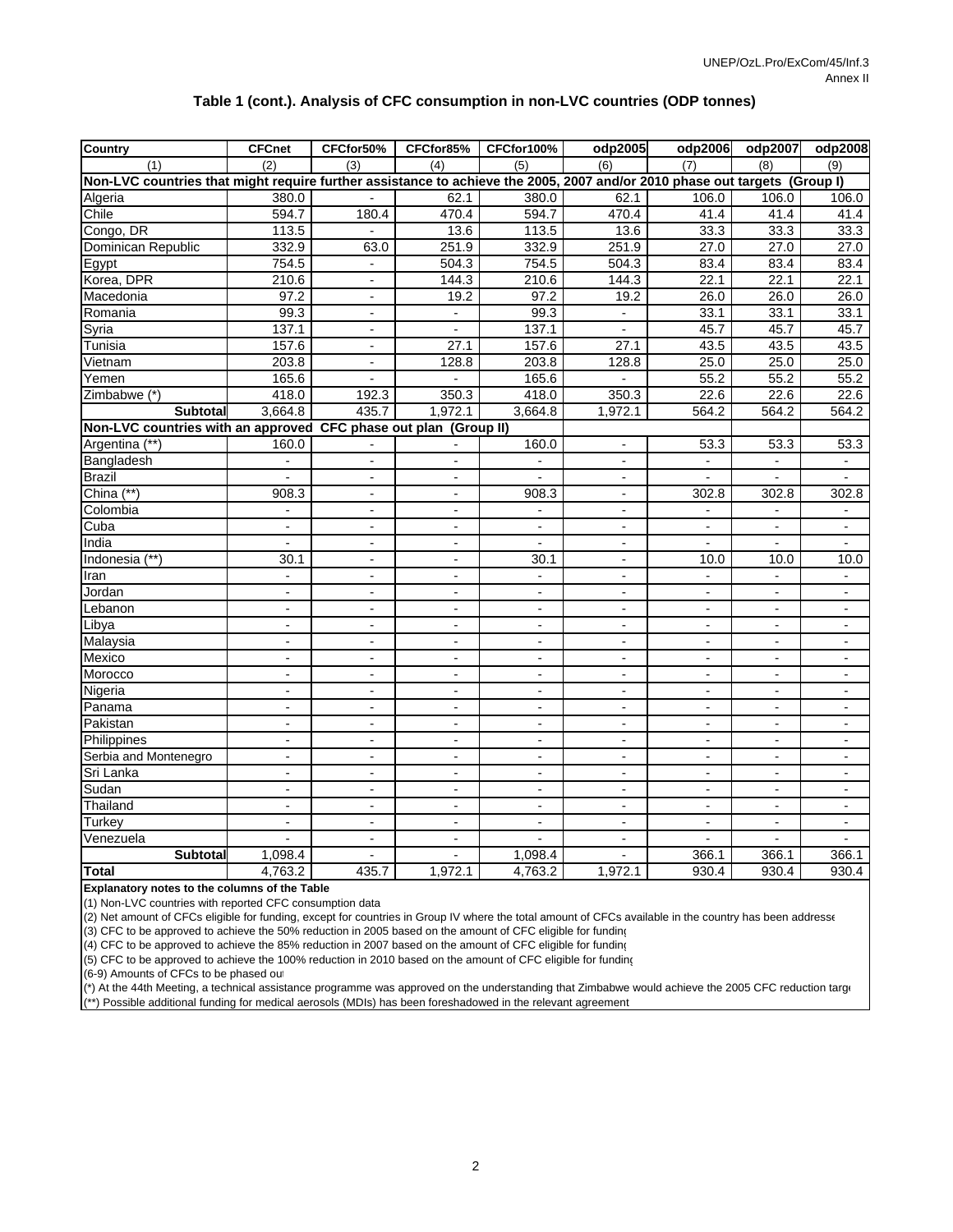UNEP/OzL.Pro/ExCom/45/Inf.3
Annex II

### Table 1 (cont.). Analysis of CFC consumption in non-LVC countries (ODP tonnes)

| Country | CFCnet | CFCfor50% | CFCfor85% | CFCfor100% | odp2005 | odp2006 | odp2007 | odp2008 |
|---|---|---|---|---|---|---|---|---|
| (1) | (2) | (3) | (4) | (5) | (6) | (7) | (8) | (9) |
| **Non-LVC countries that might require further assistance to achieve the 2005, 2007 and/or 2010 phase out targets (Group I)** | | | | | | | | |
| Algeria | 380.0 | - | 62.1 | 380.0 | 62.1 | 106.0 | 106.0 | 106.0 |
| Chile | 594.7 | 180.4 | 470.4 | 594.7 | 470.4 | 41.4 | 41.4 | 41.4 |
| Congo, DR | 113.5 | - | 13.6 | 113.5 | 13.6 | 33.3 | 33.3 | 33.3 |
| Dominican Republic | 332.9 | 63.0 | 251.9 | 332.9 | 251.9 | 27.0 | 27.0 | 27.0 |
| Egypt | 754.5 | - | 504.3 | 754.5 | 504.3 | 83.4 | 83.4 | 83.4 |
| Korea, DPR | 210.6 | - | 144.3 | 210.6 | 144.3 | 22.1 | 22.1 | 22.1 |
| Macedonia | 97.2 | - | 19.2 | 97.2 | 19.2 | 26.0 | 26.0 | 26.0 |
| Romania | 99.3 | - | - | 99.3 | - | 33.1 | 33.1 | 33.1 |
| Syria | 137.1 | - | - | 137.1 | - | 45.7 | 45.7 | 45.7 |
| Tunisia | 157.6 | - | 27.1 | 157.6 | 27.1 | 43.5 | 43.5 | 43.5 |
| Vietnam | 203.8 | - | 128.8 | 203.8 | 128.8 | 25.0 | 25.0 | 25.0 |
| Yemen | 165.6 | - | - | 165.6 | - | 55.2 | 55.2 | 55.2 |
| Zimbabwe (*) | 418.0 | 192.3 | 350.3 | 418.0 | 350.3 | 22.6 | 22.6 | 22.6 |
| **Subtotal** | 3,664.8 | 435.7 | 1,972.1 | 3,664.8 | 1,972.1 | 564.2 | 564.2 | 564.2 |
| **Non-LVC countries with an approved CFC phase out plan (Group II)** | | | | | | | | |
| Argentina (**) | 160.0 | - | - | 160.0 | - | 53.3 | 53.3 | 53.3 |
| Bangladesh | - | - | - | - | - | - | - | - |
| Brazil | - | - | - | - | - | - | - | - |
| China (**) | 908.3 | - | - | 908.3 | - | 302.8 | 302.8 | 302.8 |
| Colombia | - | - | - | - | - | - | - | - |
| Cuba | - | - | - | - | - | - | - | - |
| India | - | - | - | - | - | - | - | - |
| Indonesia (**) | 30.1 | - | - | 30.1 | - | 10.0 | 10.0 | 10.0 |
| Iran | - | - | - | - | - | - | - | - |
| Jordan | - | - | - | - | - | - | - | - |
| Lebanon | - | - | - | - | - | - | - | - |
| Libya | - | - | - | - | - | - | - | - |
| Malaysia | - | - | - | - | - | - | - | - |
| Mexico | - | - | - | - | - | - | - | - |
| Morocco | - | - | - | - | - | - | - | - |
| Nigeria | - | - | - | - | - | - | - | - |
| Panama | - | - | - | - | - | - | - | - |
| Pakistan | - | - | - | - | - | - | - | - |
| Philippines | - | - | - | - | - | - | - | - |
| Serbia and Montenegro | - | - | - | - | - | - | - | - |
| Sri Lanka | - | - | - | - | - | - | - | - |
| Sudan | - | - | - | - | - | - | - | - |
| Thailand | - | - | - | - | - | - | - | - |
| Turkey | - | - | - | - | - | - | - | - |
| Venezuela | - | - | - | - | - | - | - | - |
| **Subtotal** | 1,098.4 | - | - | 1,098.4 | - | 366.1 | 366.1 | 366.1 |
| **Total** | 4,763.2 | 435.7 | 1,972.1 | 4,763.2 | 1,972.1 | 930.4 | 930.4 | 930.4 |

**Explanatory notes to the columns of the Table**

(1) Non-LVC countries with reported CFC consumption data

(2) Net amount of CFCs eligible for funding, except for countries in Group IV where the total amount of CFCs available in the country has been addresse

(3) CFC to be approved to achieve the 50% reduction in 2005 based on the amount of CFC eligible for funding

(4) CFC to be approved to achieve the 85% reduction in 2007 based on the amount of CFC eligible for funding

(5) CFC to be approved to achieve the 100% reduction in 2010 based on the amount of CFC eligible for funding

(6-9) Amounts of CFCs to be phased out

(*) At the 44th Meeting, a technical assistance programme was approved on the understanding that Zimbabwe would achieve the 2005 CFC reduction targe

(**) Possible additional funding for medical aerosols (MDIs) has been foreshadowed in the relevant agreement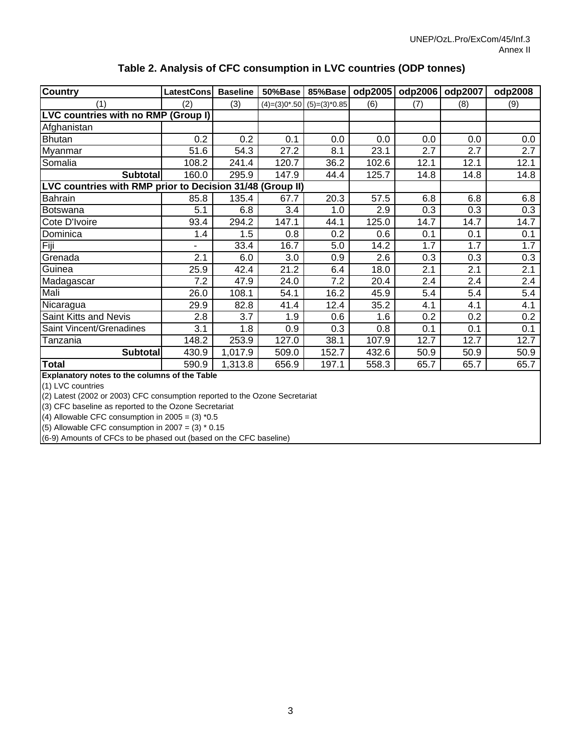## Table 2. Analysis of CFC consumption in LVC countries (ODP tonnes)

| Country | LatestCons | Baseline | 50%Base | 85%Base | odp2005 | odp2006 | odp2007 | odp2008 |
|---|---|---|---|---|---|---|---|---|
| (1) | (2) | (3) | (4)=(3)0*.50 | (5)=(3)*0.85 | (6) | (7) | (8) | (9) |
| **LVC countries with no RMP (Group I)** | | | | | | | | |
| Afghanistan | | | | | | | | |
| Bhutan | 0.2 | 0.2 | 0.1 | 0.0 | 0.0 | 0.0 | 0.0 | 0.0 |
| Myanmar | 51.6 | 54.3 | 27.2 | 8.1 | 23.1 | 2.7 | 2.7 | 2.7 |
| Somalia | 108.2 | 241.4 | 120.7 | 36.2 | 102.6 | 12.1 | 12.1 | 12.1 |
| **Subtotal** | 160.0 | 295.9 | 147.9 | 44.4 | 125.7 | 14.8 | 14.8 | 14.8 |
| **LVC countries with RMP prior to Decision 31/48 (Group II)** | | | | | | | | |
| Bahrain | 85.8 | 135.4 | 67.7 | 20.3 | 57.5 | 6.8 | 6.8 | 6.8 |
| Botswana | 5.1 | 6.8 | 3.4 | 1.0 | 2.9 | 0.3 | 0.3 | 0.3 |
| Cote D'Ivoire | 93.4 | 294.2 | 147.1 | 44.1 | 125.0 | 14.7 | 14.7 | 14.7 |
| Dominica | 1.4 | 1.5 | 0.8 | 0.2 | 0.6 | 0.1 | 0.1 | 0.1 |
| Fiji | - | 33.4 | 16.7 | 5.0 | 14.2 | 1.7 | 1.7 | 1.7 |
| Grenada | 2.1 | 6.0 | 3.0 | 0.9 | 2.6 | 0.3 | 0.3 | 0.3 |
| Guinea | 25.9 | 42.4 | 21.2 | 6.4 | 18.0 | 2.1 | 2.1 | 2.1 |
| Madagascar | 7.2 | 47.9 | 24.0 | 7.2 | 20.4 | 2.4 | 2.4 | 2.4 |
| Mali | 26.0 | 108.1 | 54.1 | 16.2 | 45.9 | 5.4 | 5.4 | 5.4 |
| Nicaragua | 29.9 | 82.8 | 41.4 | 12.4 | 35.2 | 4.1 | 4.1 | 4.1 |
| Saint Kitts and Nevis | 2.8 | 3.7 | 1.9 | 0.6 | 1.6 | 0.2 | 0.2 | 0.2 |
| Saint Vincent/Grenadines | 3.1 | 1.8 | 0.9 | 0.3 | 0.8 | 0.1 | 0.1 | 0.1 |
| Tanzania | 148.2 | 253.9 | 127.0 | 38.1 | 107.9 | 12.7 | 12.7 | 12.7 |
| **Subtotal** | 430.9 | 1,017.9 | 509.0 | 152.7 | 432.6 | 50.9 | 50.9 | 50.9 |
| **Total** | 590.9 | 1,313.8 | 656.9 | 197.1 | 558.3 | 65.7 | 65.7 | 65.7 |

**Explanatory notes to the columns of the Table**

(1) LVC countries

(2) Latest (2002 or 2003) CFC consumption reported to the Ozone Secretariat

(3) CFC baseline as reported to the Ozone Secretariat

(4) Allowable CFC consumption in 2005 = (3) *0.5

(5) Allowable CFC consumption in 2007 = (3) * 0.15

(6-9) Amounts of CFCs to be phased out (based on the CFC baseline)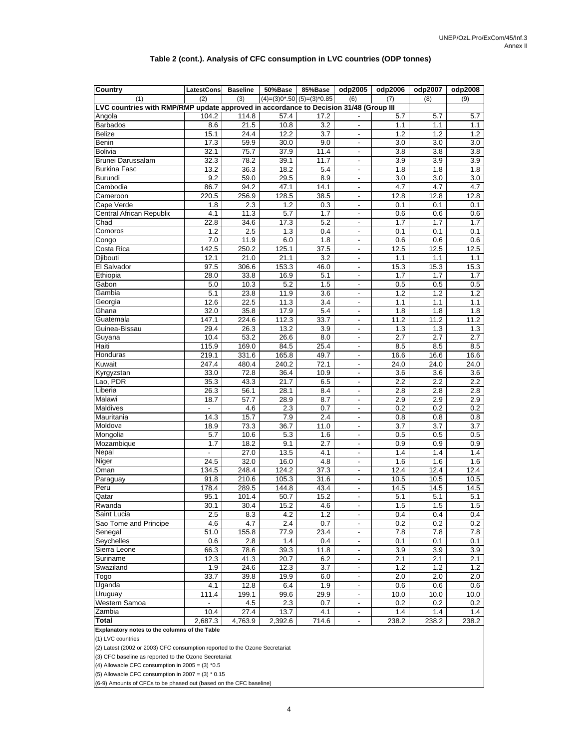**Table 2 (cont.). Analysis of CFC consumption in LVC countries (ODP tonnes)**

| Country | LatestCons | Baseline | 50%Base | 85%Base | odp2005 | odp2006 | odp2007 | odp2008 |
|---|---|---|---|---|---|---|---|---|
| (1) | (2) | (3) | (4)=(3)0*.50 | (5)=(3)*0.85 | (6) | (7) | (8) | (9) |
| LVC countries with RMP/RMP update approved in accordance to Decision 31/48 (Group III | | | | | | | | |
| Angola | 104.2 | 114.8 | 57.4 | 17.2 | - | 5.7 | 5.7 | 5.7 |
| Barbados | 8.6 | 21.5 | 10.8 | 3.2 | - | 1.1 | 1.1 | 1.1 |
| Belize | 15.1 | 24.4 | 12.2 | 3.7 | - | 1.2 | 1.2 | 1.2 |
| Benin | 17.3 | 59.9 | 30.0 | 9.0 | - | 3.0 | 3.0 | 3.0 |
| Bolivia | 32.1 | 75.7 | 37.9 | 11.4 | - | 3.8 | 3.8 | 3.8 |
| Brunei Darussalam | 32.3 | 78.2 | 39.1 | 11.7 | - | 3.9 | 3.9 | 3.9 |
| Burkina Faso | 13.2 | 36.3 | 18.2 | 5.4 | - | 1.8 | 1.8 | 1.8 |
| Burundi | 9.2 | 59.0 | 29.5 | 8.9 | - | 3.0 | 3.0 | 3.0 |
| Cambodia | 86.7 | 94.2 | 47.1 | 14.1 | - | 4.7 | 4.7 | 4.7 |
| Cameroon | 220.5 | 256.9 | 128.5 | 38.5 | - | 12.8 | 12.8 | 12.8 |
| Cape Verde | 1.8 | 2.3 | 1.2 | 0.3 | - | 0.1 | 0.1 | 0.1 |
| Central African Republic | 4.1 | 11.3 | 5.7 | 1.7 | - | 0.6 | 0.6 | 0.6 |
| Chad | 22.8 | 34.6 | 17.3 | 5.2 | - | 1.7 | 1.7 | 1.7 |
| Comoros | 1.2 | 2.5 | 1.3 | 0.4 | - | 0.1 | 0.1 | 0.1 |
| Congo | 7.0 | 11.9 | 6.0 | 1.8 | - | 0.6 | 0.6 | 0.6 |
| Costa Rica | 142.5 | 250.2 | 125.1 | 37.5 | - | 12.5 | 12.5 | 12.5 |
| Djibouti | 12.1 | 21.0 | 21.1 | 3.2 | - | 1.1 | 1.1 | 1.1 |
| El Salvador | 97.5 | 306.6 | 153.3 | 46.0 | - | 15.3 | 15.3 | 15.3 |
| Ethiopia | 28.0 | 33.8 | 16.9 | 5.1 | - | 1.7 | 1.7 | 1.7 |
| Gabon | 5.0 | 10.3 | 5.2 | 1.5 | - | 0.5 | 0.5 | 0.5 |
| Gambia | 5.1 | 23.8 | 11.9 | 3.6 | - | 1.2 | 1.2 | 1.2 |
| Georgia | 12.6 | 22.5 | 11.3 | 3.4 | - | 1.1 | 1.1 | 1.1 |
| Ghana | 32.0 | 35.8 | 17.9 | 5.4 | - | 1.8 | 1.8 | 1.8 |
| Guatemala | 147.1 | 224.6 | 112.3 | 33.7 | - | 11.2 | 11.2 | 11.2 |
| Guinea-Bissau | 29.4 | 26.3 | 13.2 | 3.9 | - | 1.3 | 1.3 | 1.3 |
| Guyana | 10.4 | 53.2 | 26.6 | 8.0 | - | 2.7 | 2.7 | 2.7 |
| Haiti | 115.9 | 169.0 | 84.5 | 25.4 | - | 8.5 | 8.5 | 8.5 |
| Honduras | 219.1 | 331.6 | 165.8 | 49.7 | - | 16.6 | 16.6 | 16.6 |
| Kuwait | 247.4 | 480.4 | 240.2 | 72.1 | - | 24.0 | 24.0 | 24.0 |
| Kyrgyzstan | 33.0 | 72.8 | 36.4 | 10.9 | - | 3.6 | 3.6 | 3.6 |
| Lao, PDR | 35.3 | 43.3 | 21.7 | 6.5 | - | 2.2 | 2.2 | 2.2 |
| Liberia | 26.3 | 56.1 | 28.1 | 8.4 | - | 2.8 | 2.8 | 2.8 |
| Malawi | 18.7 | 57.7 | 28.9 | 8.7 | - | 2.9 | 2.9 | 2.9 |
| Maldives | - | 4.6 | 2.3 | 0.7 | - | 0.2 | 0.2 | 0.2 |
| Mauritania | 14.3 | 15.7 | 7.9 | 2.4 | - | 0.8 | 0.8 | 0.8 |
| Moldova | 18.9 | 73.3 | 36.7 | 11.0 | - | 3.7 | 3.7 | 3.7 |
| Mongolia | 5.7 | 10.6 | 5.3 | 1.6 | - | 0.5 | 0.5 | 0.5 |
| Mozambique | 1.7 | 18.2 | 9.1 | 2.7 | - | 0.9 | 0.9 | 0.9 |
| Nepal | - | 27.0 | 13.5 | 4.1 | - | 1.4 | 1.4 | 1.4 |
| Niger | 24.5 | 32.0 | 16.0 | 4.8 | - | 1.6 | 1.6 | 1.6 |
| Oman | 134.5 | 248.4 | 124.2 | 37.3 | - | 12.4 | 12.4 | 12.4 |
| Paraguay | 91.8 | 210.6 | 105.3 | 31.6 | - | 10.5 | 10.5 | 10.5 |
| Peru | 178.4 | 289.5 | 144.8 | 43.4 | - | 14.5 | 14.5 | 14.5 |
| Qatar | 95.1 | 101.4 | 50.7 | 15.2 | - | 5.1 | 5.1 | 5.1 |
| Rwanda | 30.1 | 30.4 | 15.2 | 4.6 | - | 1.5 | 1.5 | 1.5 |
| Saint Lucia | 2.5 | 8.3 | 4.2 | 1.2 | - | 0.4 | 0.4 | 0.4 |
| Sao Tome and Principe | 4.6 | 4.7 | 2.4 | 0.7 | - | 0.2 | 0.2 | 0.2 |
| Senegal | 51.0 | 155.8 | 77.9 | 23.4 | - | 7.8 | 7.8 | 7.8 |
| Seychelles | 0.6 | 2.8 | 1.4 | 0.4 | - | 0.1 | 0.1 | 0.1 |
| Sierra Leone | 66.3 | 78.6 | 39.3 | 11.8 | - | 3.9 | 3.9 | 3.9 |
| Suriname | 12.3 | 41.3 | 20.7 | 6.2 | - | 2.1 | 2.1 | 2.1 |
| Swaziland | 1.9 | 24.6 | 12.3 | 3.7 | - | 1.2 | 1.2 | 1.2 |
| Togo | 33.7 | 39.8 | 19.9 | 6.0 | - | 2.0 | 2.0 | 2.0 |
| Uganda | 4.1 | 12.8 | 6.4 | 1.9 | - | 0.6 | 0.6 | 0.6 |
| Uruguay | 111.4 | 199.1 | 99.6 | 29.9 | - | 10.0 | 10.0 | 10.0 |
| Western Samoa | - | 4.5 | 2.3 | 0.7 | - | 0.2 | 0.2 | 0.2 |
| Zambia | 10.4 | 27.4 | 13.7 | 4.1 | - | 1.4 | 1.4 | 1.4 |
| **Total** | 2,687.3 | 4,763.9 | 2,392.6 | 714.6 | - | 238.2 | 238.2 | 238.2 |

**Explanatory notes to the columns of the Table**

(1) LVC countries

(2) Latest (2002 or 2003) CFC consumption reported to the Ozone Secretariat

(3) CFC baseline as reported to the Ozone Secretariat

(4) Allowable CFC consumption in 2005 = (3) *0.5

(5) Allowable CFC consumption in 2007 = (3) * 0.15

(6-9) Amounts of CFCs to be phased out (based on the CFC baseline)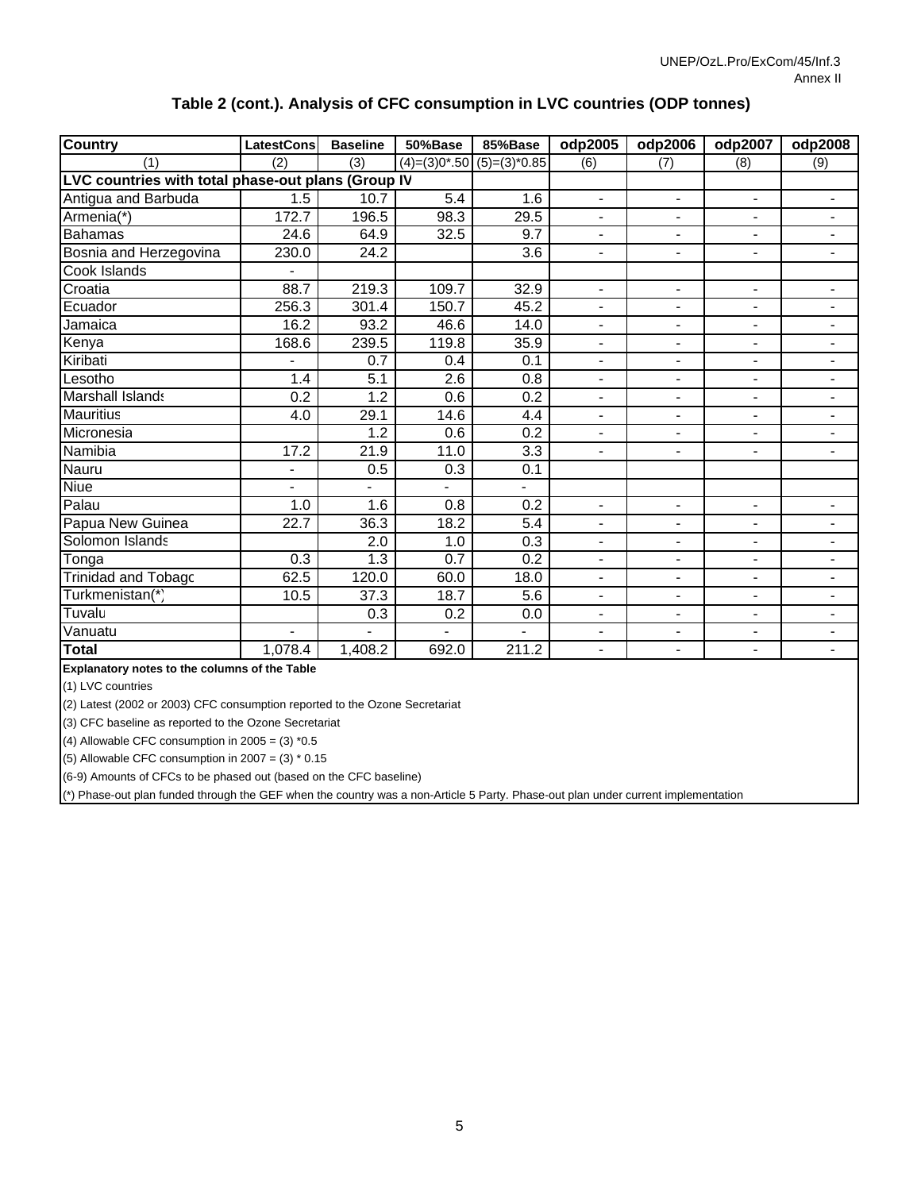**Table 2 (cont.). Analysis of CFC consumption in LVC countries (ODP tonnes)**

| Country | LatestCons | Baseline | 50%Base | 85%Base | odp2005 | odp2006 | odp2007 | odp2008 |
|---|---|---|---|---|---|---|---|---|
| (1) | (2) | (3) | (4)=(3)0*.50 | (5)=(3)*0.85 | (6) | (7) | (8) | (9) |
| **LVC countries with total phase-out plans (Group IV** | | | | | | | | |
| Antigua and Barbuda | 1.5 | 10.7 | 5.4 | 1.6 | - | - | - | - |
| Armenia(*) | 172.7 | 196.5 | 98.3 | 29.5 | - | - | - | - |
| Bahamas | 24.6 | 64.9 | 32.5 | 9.7 | - | - | - | - |
| Bosnia and Herzegovina | 230.0 | 24.2 | | 3.6 | - | - | - | - |
| Cook Islands | - | | | | | | | |
| Croatia | 88.7 | 219.3 | 109.7 | 32.9 | - | - | - | - |
| Ecuador | 256.3 | 301.4 | 150.7 | 45.2 | - | - | - | - |
| Jamaica | 16.2 | 93.2 | 46.6 | 14.0 | - | - | - | - |
| Kenya | 168.6 | 239.5 | 119.8 | 35.9 | - | - | - | - |
| Kiribati | - | 0.7 | 0.4 | 0.1 | - | - | - | - |
| Lesotho | 1.4 | 5.1 | 2.6 | 0.8 | - | - | - | - |
| Marshall Islands | 0.2 | 1.2 | 0.6 | 0.2 | - | - | - | - |
| Mauritius | 4.0 | 29.1 | 14.6 | 4.4 | - | - | - | - |
| Micronesia | | 1.2 | 0.6 | 0.2 | - | - | - | - |
| Namibia | 17.2 | 21.9 | 11.0 | 3.3 | - | - | - | - |
| Nauru | - | 0.5 | 0.3 | 0.1 | | | | |
| Niue | - | - | - | - | | | | |
| Palau | 1.0 | 1.6 | 0.8 | 0.2 | - | - | - | - |
| Papua New Guinea | 22.7 | 36.3 | 18.2 | 5.4 | - | - | - | - |
| Solomon Islands | | 2.0 | 1.0 | 0.3 | - | - | - | - |
| Tonga | 0.3 | 1.3 | 0.7 | 0.2 | - | - | - | - |
| Trinidad and Tobago | 62.5 | 120.0 | 60.0 | 18.0 | - | - | - | - |
| Turkmenistan(*) | 10.5 | 37.3 | 18.7 | 5.6 | - | - | - | - |
| Tuvalu | | 0.3 | 0.2 | 0.0 | - | - | - | - |
| Vanuatu | - | - | - | - | - | - | - | - |
| **Total** | 1,078.4 | 1,408.2 | 692.0 | 211.2 | - | - | - | - |

**Explanatory notes to the columns of the Table**

(1) LVC countries

(2) Latest (2002 or 2003) CFC consumption reported to the Ozone Secretariat

(3) CFC baseline as reported to the Ozone Secretariat

(4) Allowable CFC consumption in 2005 = (3) *0.5

(5) Allowable CFC consumption in 2007 = (3) * 0.15

(6-9) Amounts of CFCs to be phased out (based on the CFC baseline)

(*) Phase-out plan funded through the GEF when the country was a non-Article 5 Party. Phase-out plan under current implementation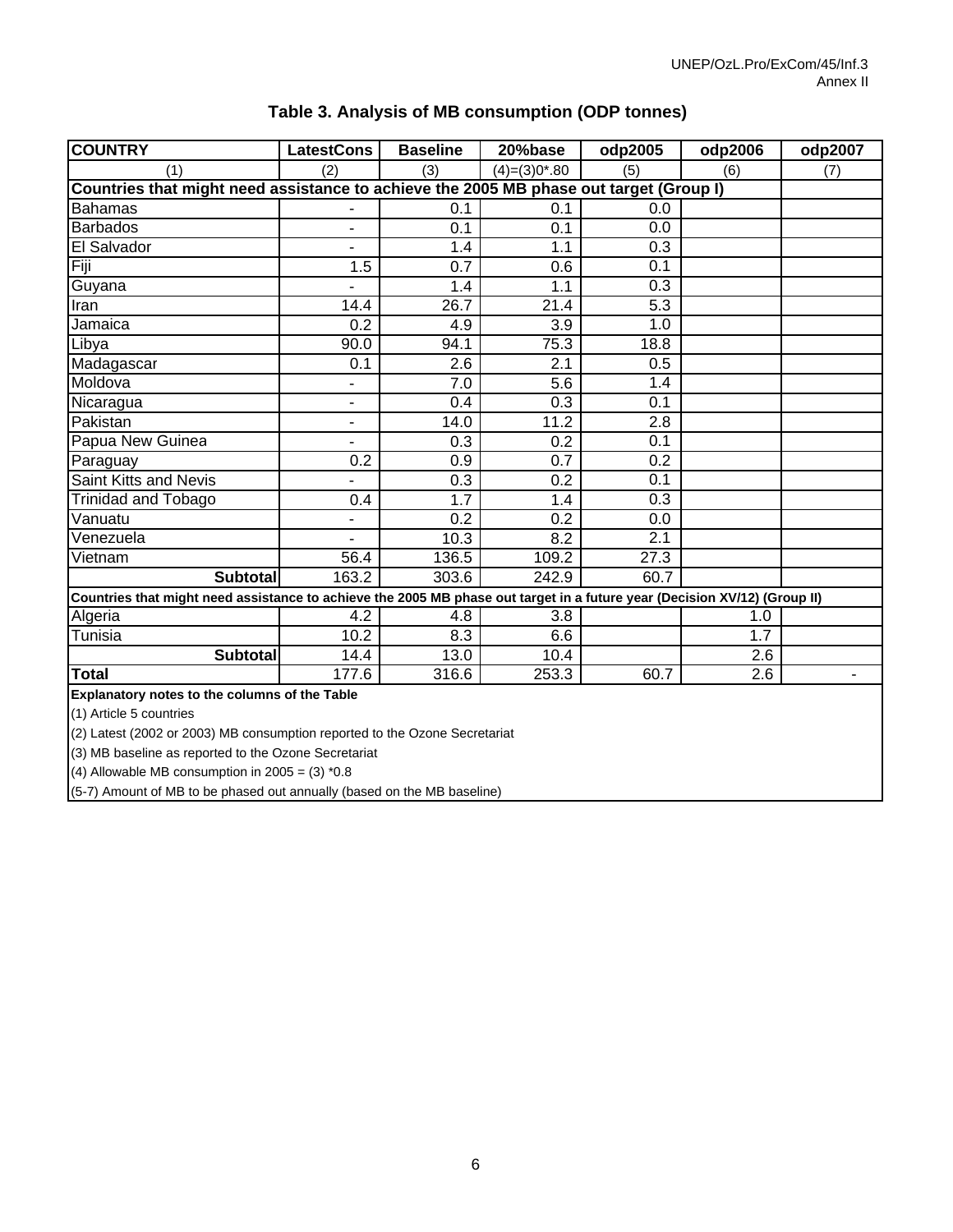### Table 3. Analysis of MB consumption (ODP tonnes)

| COUNTRY | LatestCons | Baseline | 20%base | odp2005 | odp2006 | odp2007 |
|---|---|---|---|---|---|---|
| (1) | (2) | (3) | (4)=(3)0*.80 | (5) | (6) | (7) |
| **Countries that might need assistance to achieve the 2005 MB phase out target (Group I)** | | | | | | |
| Bahamas | - | 0.1 | 0.1 | 0.0 | | |
| Barbados | - | 0.1 | 0.1 | 0.0 | | |
| El Salvador | - | 1.4 | 1.1 | 0.3 | | |
| Fiji | 1.5 | 0.7 | 0.6 | 0.1 | | |
| Guyana | - | 1.4 | 1.1 | 0.3 | | |
| Iran | 14.4 | 26.7 | 21.4 | 5.3 | | |
| Jamaica | 0.2 | 4.9 | 3.9 | 1.0 | | |
| Libya | 90.0 | 94.1 | 75.3 | 18.8 | | |
| Madagascar | 0.1 | 2.6 | 2.1 | 0.5 | | |
| Moldova | - | 7.0 | 5.6 | 1.4 | | |
| Nicaragua | - | 0.4 | 0.3 | 0.1 | | |
| Pakistan | - | 14.0 | 11.2 | 2.8 | | |
| Papua New Guinea | - | 0.3 | 0.2 | 0.1 | | |
| Paraguay | 0.2 | 0.9 | 0.7 | 0.2 | | |
| Saint Kitts and Nevis | - | 0.3 | 0.2 | 0.1 | | |
| Trinidad and Tobago | 0.4 | 1.7 | 1.4 | 0.3 | | |
| Vanuatu | - | 0.2 | 0.2 | 0.0 | | |
| Venezuela | - | 10.3 | 8.2 | 2.1 | | |
| Vietnam | 56.4 | 136.5 | 109.2 | 27.3 | | |
| **Subtotal** | 163.2 | 303.6 | 242.9 | 60.7 | | |
| **Countries that might need assistance to achieve the 2005 MB phase out target in a future year (Decision XV/12) (Group II)** | | | | | | |
| Algeria | 4.2 | 4.8 | 3.8 | | 1.0 | |
| Tunisia | 10.2 | 8.3 | 6.6 | | 1.7 | |
| **Subtotal** | 14.4 | 13.0 | 10.4 | | 2.6 | |
| **Total** | 177.6 | 316.6 | 253.3 | 60.7 | 2.6 | - |

**Explanatory notes to the columns of the Table**

(1) Article 5 countries

(2) Latest (2002 or 2003) MB consumption reported to the Ozone Secretariat

(3) MB baseline as reported to the Ozone Secretariat

(4) Allowable MB consumption in 2005 = (3) *0.8

(5-7) Amount of MB to be phased out annually (based on the MB baseline)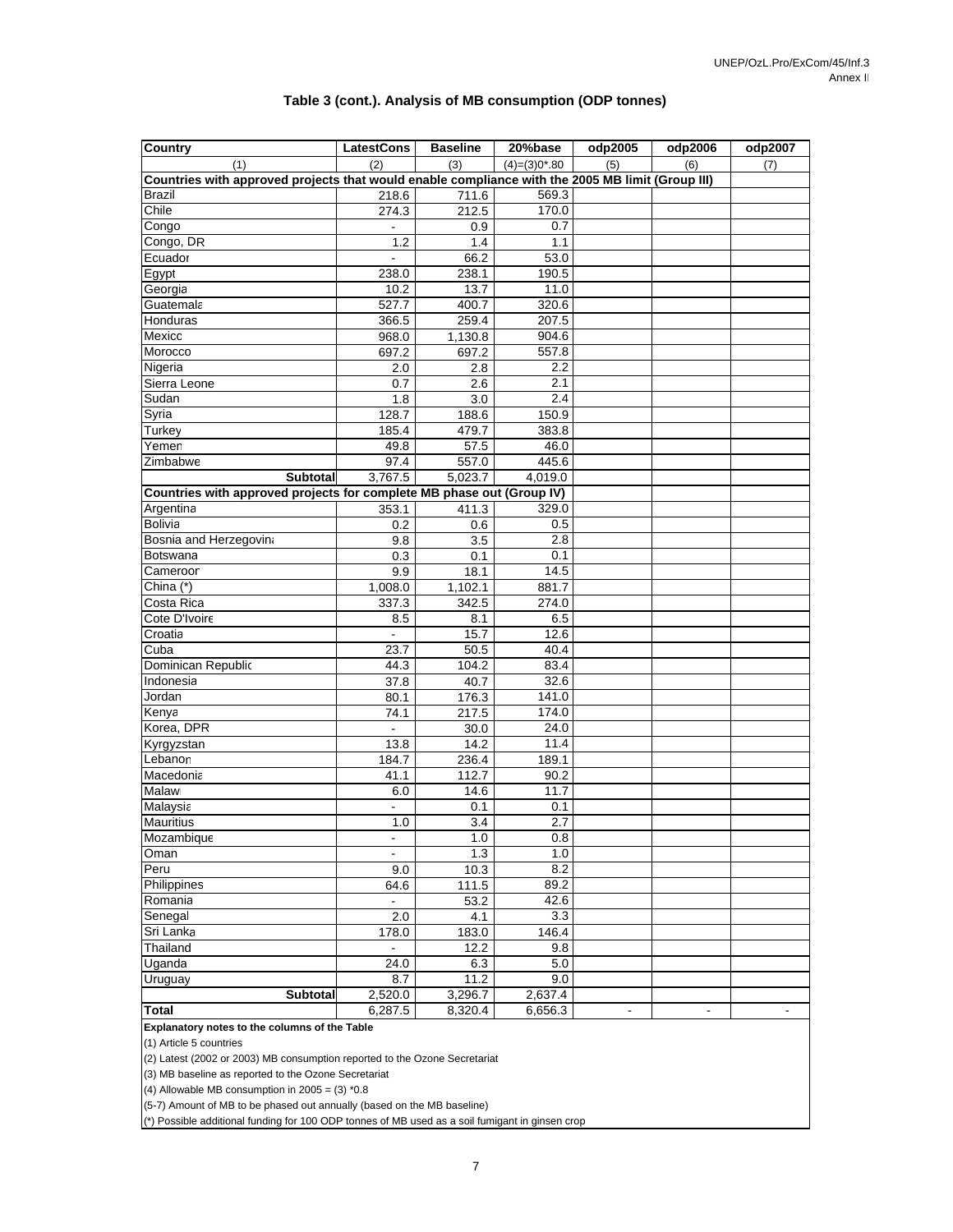### Table 3 (cont.). Analysis of MB consumption (ODP tonnes)

| Country | LatestCons | Baseline | 20%base | odp2005 | odp2006 | odp2007 |
|---|---|---|---|---|---|---|
| (1) | (2) | (3) | (4)=(3)0*.80 | (5) | (6) | (7) |
| **Countries with approved projects that would enable compliance with the 2005 MB limit (Group III)** | | | | | | |
| Brazil | 218.6 | 711.6 | 569.3 | | | |
| Chile | 274.3 | 212.5 | 170.0 | | | |
| Congo | - | 0.9 | 0.7 | | | |
| Congo, DR | 1.2 | 1.4 | 1.1 | | | |
| Ecuador | - | 66.2 | 53.0 | | | |
| Egypt | 238.0 | 238.1 | 190.5 | | | |
| Georgia | 10.2 | 13.7 | 11.0 | | | |
| Guatemala | 527.7 | 400.7 | 320.6 | | | |
| Honduras | 366.5 | 259.4 | 207.5 | | | |
| Mexico | 968.0 | 1,130.8 | 904.6 | | | |
| Morocco | 697.2 | 697.2 | 557.8 | | | |
| Nigeria | 2.0 | 2.8 | 2.2 | | | |
| Sierra Leone | 0.7 | 2.6 | 2.1 | | | |
| Sudan | 1.8 | 3.0 | 2.4 | | | |
| Syria | 128.7 | 188.6 | 150.9 | | | |
| Turkey | 185.4 | 479.7 | 383.8 | | | |
| Yemen | 49.8 | 57.5 | 46.0 | | | |
| Zimbabwe | 97.4 | 557.0 | 445.6 | | | |
| **Subtotal** | 3,767.5 | 5,023.7 | 4,019.0 | | | |
| **Countries with approved projects for complete MB phase out (Group IV)** | | | | | | |
| Argentina | 353.1 | 411.3 | 329.0 | | | |
| Bolivia | 0.2 | 0.6 | 0.5 | | | |
| Bosnia and Herzegovina | 9.8 | 3.5 | 2.8 | | | |
| Botswana | 0.3 | 0.1 | 0.1 | | | |
| Cameroon | 9.9 | 18.1 | 14.5 | | | |
| China (*) | 1,008.0 | 1,102.1 | 881.7 | | | |
| Costa Rica | 337.3 | 342.5 | 274.0 | | | |
| Cote D'Ivoire | 8.5 | 8.1 | 6.5 | | | |
| Croatia | - | 15.7 | 12.6 | | | |
| Cuba | 23.7 | 50.5 | 40.4 | | | |
| Dominican Republic | 44.3 | 104.2 | 83.4 | | | |
| Indonesia | 37.8 | 40.7 | 32.6 | | | |
| Jordan | 80.1 | 176.3 | 141.0 | | | |
| Kenya | 74.1 | 217.5 | 174.0 | | | |
| Korea, DPR | - | 30.0 | 24.0 | | | |
| Kyrgyzstan | 13.8 | 14.2 | 11.4 | | | |
| Lebanon | 184.7 | 236.4 | 189.1 | | | |
| Macedonia | 41.1 | 112.7 | 90.2 | | | |
| Malawi | 6.0 | 14.6 | 11.7 | | | |
| Malaysia | - | 0.1 | 0.1 | | | |
| Mauritius | 1.0 | 3.4 | 2.7 | | | |
| Mozambique | - | 1.0 | 0.8 | | | |
| Oman | - | 1.3 | 1.0 | | | |
| Peru | 9.0 | 10.3 | 8.2 | | | |
| Philippines | 64.6 | 111.5 | 89.2 | | | |
| Romania | - | 53.2 | 42.6 | | | |
| Senegal | 2.0 | 4.1 | 3.3 | | | |
| Sri Lanka | 178.0 | 183.0 | 146.4 | | | |
| Thailand | - | 12.2 | 9.8 | | | |
| Uganda | 24.0 | 6.3 | 5.0 | | | |
| Uruguay | 8.7 | 11.2 | 9.0 | | | |
| **Subtotal** | 2,520.0 | 3,296.7 | 2,637.4 | | | |
| **Total** | 6,287.5 | 8,320.4 | 6,656.3 | - | - | - |

**Explanatory notes to the columns of the Table**

(1) Article 5 countries

(2) Latest (2002 or 2003) MB consumption reported to the Ozone Secretariat

(3) MB baseline as reported to the Ozone Secretariat

(4) Allowable MB consumption in 2005 = (3) *0.8

(5-7) Amount of MB to be phased out annually (based on the MB baseline)

(*) Possible additional funding for 100 ODP tonnes of MB used as a soil fumigant in ginsen crop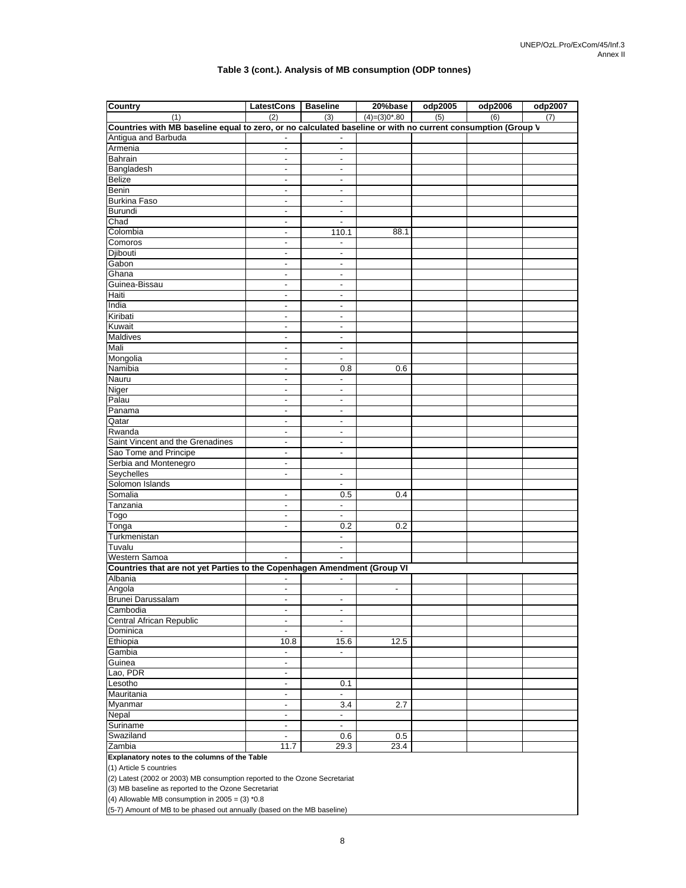### Table 3 (cont.). Analysis of MB consumption (ODP tonnes)

| Country | LatestCons | Baseline | 20%base | odp2005 | odp2006 | odp2007 |
|---|---|---|---|---|---|---|
| (1) | (2) | (3) | (4)=(3)0*.80 | (5) | (6) | (7) |
| **Countries with MB baseline equal to zero, or no calculated baseline or with no current consumption (Group V** | | | | | | |
| Antigua and Barbuda | - | - | | | | |
| Armenia | - | - | | | | |
| Bahrain | - | - | | | | |
| Bangladesh | - | - | | | | |
| Belize | - | - | | | | |
| Benin | - | - | | | | |
| Burkina Faso | - | - | | | | |
| Burundi | - | - | | | | |
| Chad | - | - | | | | |
| Colombia | - | 110.1 | 88.1 | | | |
| Comoros | - | - | | | | |
| Djibouti | - | - | | | | |
| Gabon | - | - | | | | |
| Ghana | - | - | | | | |
| Guinea-Bissau | - | - | | | | |
| Haiti | - | - | | | | |
| India | - | - | | | | |
| Kiribati | - | - | | | | |
| Kuwait | - | - | | | | |
| Maldives | - | - | | | | |
| Mali | - | - | | | | |
| Mongolia | - | - | | | | |
| Namibia | - | 0.8 | 0.6 | | | |
| Nauru | - | - | | | | |
| Niger | - | - | | | | |
| Palau | - | - | | | | |
| Panama | - | - | | | | |
| Qatar | - | - | | | | |
| Rwanda | - | - | | | | |
| Saint Vincent and the Grenadines | - | - | | | | |
| Sao Tome and Principe | - | - | | | | |
| Serbia and Montenegro | - | | | | | |
| Seychelles | - | - | | | | |
| Solomon Islands | | - | | | | |
| Somalia | - | 0.5 | 0.4 | | | |
| Tanzania | - | - | | | | |
| Togo | - | - | | | | |
| Tonga | - | 0.2 | 0.2 | | | |
| Turkmenistan | | - | | | | |
| Tuvalu | | - | | | | |
| Western Samoa | - | - | | | | |
| **Countries that are not yet Parties to the Copenhagen Amendment (Group VI** | | | | | | |
| Albania | - | - | | | | |
| Angola | - | | - | | | |
| Brunei Darussalam | - | - | | | | |
| Cambodia | - | - | | | | |
| Central African Republic | - | - | | | | |
| Dominica | - | - | | | | |
| Ethiopia | 10.8 | 15.6 | 12.5 | | | |
| Gambia | - | - | | | | |
| Guinea | - | | | | | |
| Lao, PDR | - | | | | | |
| Lesotho | - | 0.1 | | | | |
| Mauritania | - | - | | | | |
| Myanmar | - | 3.4 | 2.7 | | | |
| Nepal | - | - | | | | |
| Suriname | - | - | | | | |
| Swaziland | - | 0.6 | 0.5 | | | |
| Zambia | 11.7 | 29.3 | 23.4 | | | |

**Explanatory notes to the columns of the Table**

(1) Article 5 countries

(2) Latest (2002 or 2003) MB consumption reported to the Ozone Secretariat

(3) MB baseline as reported to the Ozone Secretariat

(4) Allowable MB consumption in 2005 = (3) *0.8

(5-7) Amount of MB to be phased out annually (based on the MB baseline)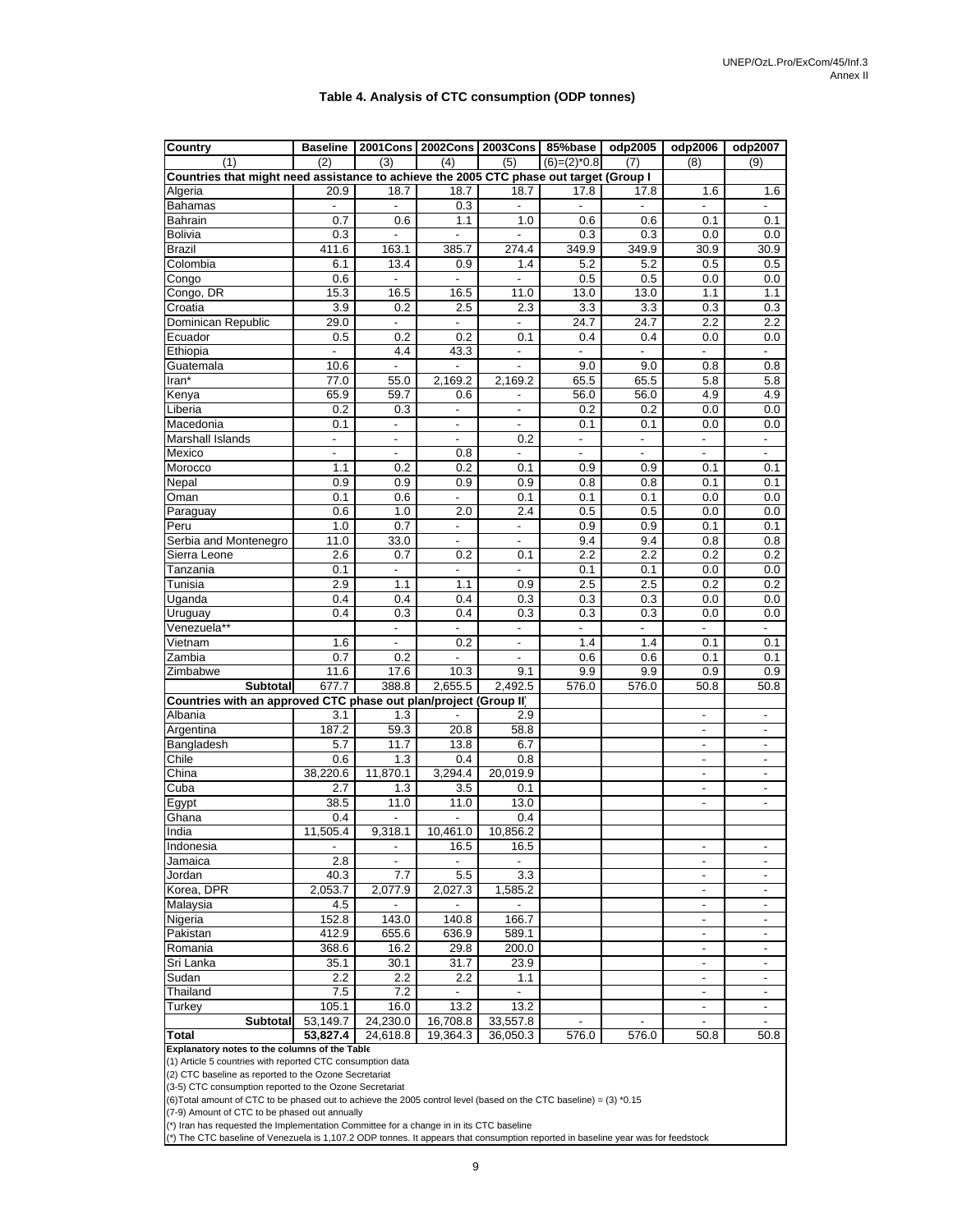### Table 4. Analysis of CTC consumption (ODP tonnes)

| Country | Baseline | 2001Cons | 2002Cons | 2003Cons | 85%base | odp2005 | odp2006 | odp2007 |
|---|---|---|---|---|---|---|---|---|
| (1) | (2) | (3) | (4) | (5) | (6)=(2)*0.8 | (7) | (8) | (9) |
| **Countries that might need assistance to achieve the 2005 CTC phase out target (Group I** | | | | | | | | |
| Algeria | 20.9 | 18.7 | 18.7 | 18.7 | 17.8 | 17.8 | 1.6 | 1.6 |
| Bahamas | - | - | 0.3 | - | - | - | - | - |
| Bahrain | 0.7 | 0.6 | 1.1 | 1.0 | 0.6 | 0.6 | 0.1 | 0.1 |
| Bolivia | 0.3 | - | - | - | 0.3 | 0.3 | 0.0 | 0.0 |
| Brazil | 411.6 | 163.1 | 385.7 | 274.4 | 349.9 | 349.9 | 30.9 | 30.9 |
| Colombia | 6.1 | 13.4 | 0.9 | 1.4 | 5.2 | 5.2 | 0.5 | 0.5 |
| Congo | 0.6 | - | - | - | 0.5 | 0.5 | 0.0 | 0.0 |
| Congo, DR | 15.3 | 16.5 | 16.5 | 11.0 | 13.0 | 13.0 | 1.1 | 1.1 |
| Croatia | 3.9 | 0.2 | 2.5 | 2.3 | 3.3 | 3.3 | 0.3 | 0.3 |
| Dominican Republic | 29.0 | - | - | - | 24.7 | 24.7 | 2.2 | 2.2 |
| Ecuador | 0.5 | 0.2 | 0.2 | 0.1 | 0.4 | 0.4 | 0.0 | 0.0 |
| Ethiopia | - | 4.4 | 43.3 | - | - | - | - | - |
| Guatemala | 10.6 | - | - | - | 9.0 | 9.0 | 0.8 | 0.8 |
| Iran* | 77.0 | 55.0 | 2,169.2 | 2,169.2 | 65.5 | 65.5 | 5.8 | 5.8 |
| Kenya | 65.9 | 59.7 | 0.6 | - | 56.0 | 56.0 | 4.9 | 4.9 |
| Liberia | 0.2 | 0.3 | - | - | 0.2 | 0.2 | 0.0 | 0.0 |
| Macedonia | 0.1 | - | - | - | 0.1 | 0.1 | 0.0 | 0.0 |
| Marshall Islands | - | - | - | 0.2 | - | - | - | - |
| Mexico | - | - | 0.8 | - | - | - | - | - |
| Morocco | 1.1 | 0.2 | 0.2 | 0.1 | 0.9 | 0.9 | 0.1 | 0.1 |
| Nepal | 0.9 | 0.9 | 0.9 | 0.9 | 0.8 | 0.8 | 0.1 | 0.1 |
| Oman | 0.1 | 0.6 | - | 0.1 | 0.1 | 0.1 | 0.0 | 0.0 |
| Paraguay | 0.6 | 1.0 | 2.0 | 2.4 | 0.5 | 0.5 | 0.0 | 0.0 |
| Peru | 1.0 | 0.7 | - | - | 0.9 | 0.9 | 0.1 | 0.1 |
| Serbia and Montenegro | 11.0 | 33.0 | - | - | 9.4 | 9.4 | 0.8 | 0.8 |
| Sierra Leone | 2.6 | 0.7 | 0.2 | 0.1 | 2.2 | 2.2 | 0.2 | 0.2 |
| Tanzania | 0.1 | - | - | - | 0.1 | 0.1 | 0.0 | 0.0 |
| Tunisia | 2.9 | 1.1 | 1.1 | 0.9 | 2.5 | 2.5 | 0.2 | 0.2 |
| Uganda | 0.4 | 0.4 | 0.4 | 0.3 | 0.3 | 0.3 | 0.0 | 0.0 |
| Uruguay | 0.4 | 0.3 | 0.4 | 0.3 | 0.3 | 0.3 | 0.0 | 0.0 |
| Venezuela** | | - | - | - | - | - | - | - |
| Vietnam | 1.6 | - | 0.2 | - | 1.4 | 1.4 | 0.1 | 0.1 |
| Zambia | 0.7 | 0.2 | - | - | 0.6 | 0.6 | 0.1 | 0.1 |
| Zimbabwe | 11.6 | 17.6 | 10.3 | 9.1 | 9.9 | 9.9 | 0.9 | 0.9 |
| **Subtotal** | 677.7 | 388.8 | 2,655.5 | 2,492.5 | 576.0 | 576.0 | 50.8 | 50.8 |
| **Countries with an approved CTC phase out plan/project (Group II** | | | | | | | | |
| Albania | 3.1 | 1.3 | - | 2.9 | | | - | - |
| Argentina | 187.2 | 59.3 | 20.8 | 58.8 | | | - | - |
| Bangladesh | 5.7 | 11.7 | 13.8 | 6.7 | | | - | - |
| Chile | 0.6 | 1.3 | 0.4 | 0.8 | | | - | - |
| China | 38,220.6 | 11,870.1 | 3,294.4 | 20,019.9 | | | - | - |
| Cuba | 2.7 | 1.3 | 3.5 | 0.1 | | | - | - |
| Egypt | 38.5 | 11.0 | 11.0 | 13.0 | | | - | - |
| Ghana | 0.4 | - | - | 0.4 | | | | |
| India | 11,505.4 | 9,318.1 | 10,461.0 | 10,856.2 | | | | |
| Indonesia | - | - | 16.5 | 16.5 | | | - | - |
| Jamaica | 2.8 | - | - | - | | | - | - |
| Jordan | 40.3 | 7.7 | 5.5 | 3.3 | | | - | - |
| Korea, DPR | 2,053.7 | 2,077.9 | 2,027.3 | 1,585.2 | | | - | - |
| Malaysia | 4.5 | - | - | - | | | - | - |
| Nigeria | 152.8 | 143.0 | 140.8 | 166.7 | | | - | - |
| Pakistan | 412.9 | 655.6 | 636.9 | 589.1 | | | - | - |
| Romania | 368.6 | 16.2 | 29.8 | 200.0 | | | - | - |
| Sri Lanka | 35.1 | 30.1 | 31.7 | 23.9 | | | - | - |
| Sudan | 2.2 | 2.2 | 2.2 | 1.1 | | | - | - |
| Thailand | 7.5 | 7.2 | - | - | | | - | - |
| Turkey | 105.1 | 16.0 | 13.2 | 13.2 | | | - | - |
| **Subtotal** | 53,149.7 | 24,230.0 | 16,708.8 | 33,557.8 | - | - | - | - |
| **Total** | **53,827.4** | 24,618.8 | 19,364.3 | 36,050.3 | 576.0 | 576.0 | 50.8 | 50.8 |

**Explanatory notes to the columns of the Table**

(1) Article 5 countries with reported CTC consumption data

(2) CTC baseline as reported to the Ozone Secretariat

(3-5) CTC consumption reported to the Ozone Secretariat

(6)Total amount of CTC to be phased out to achieve the 2005 control level (based on the CTC baseline) = (3) *0.15

(7-9) Amount of CTC to be phased out annually

(*) Iran has requested the Implementation Committee for a change in in its CTC baseline

(*) The CTC baseline of Venezuela is 1,107.2 ODP tonnes. It appears that consumption reported in baseline year was for feedstock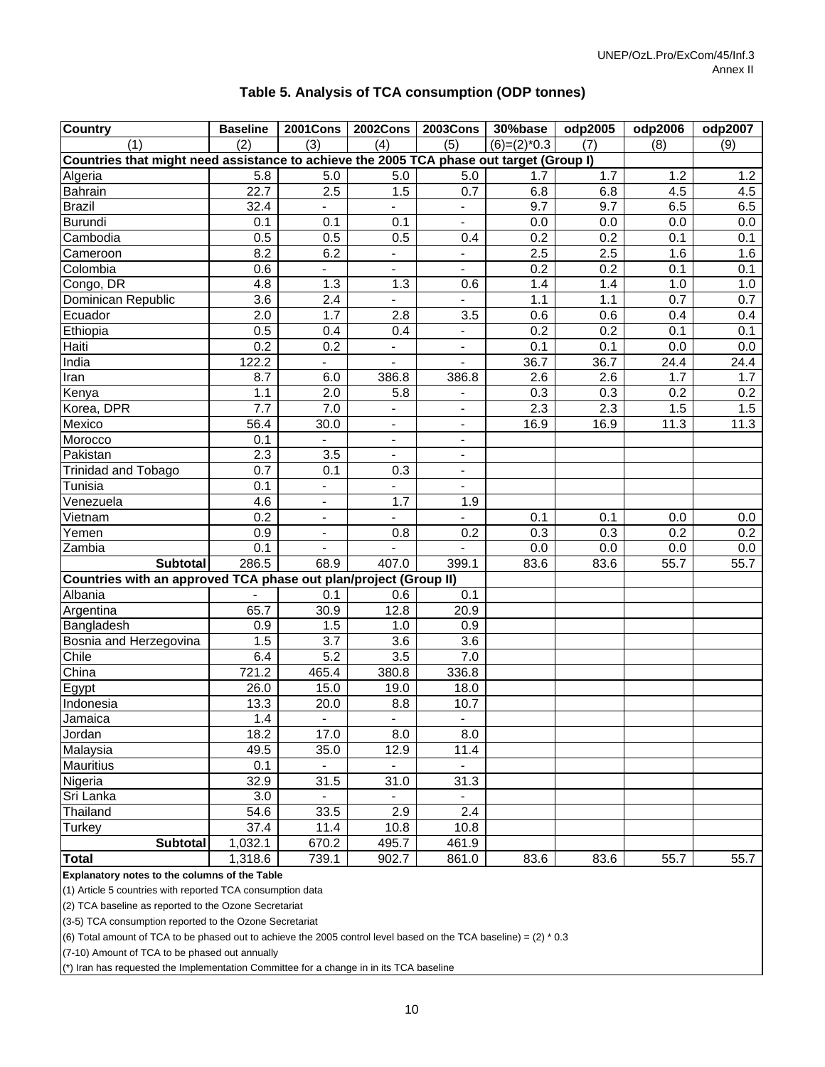## Table 5. Analysis of TCA consumption (ODP tonnes)

| Country | Baseline | 2001Cons | 2002Cons | 2003Cons | 30%base | odp2005 | odp2006 | odp2007 |
|---|---|---|---|---|---|---|---|---|
| (1) | (2) | (3) | (4) | (5) | (6)=(2)*0.3 | (7) | (8) | (9) |
| **Countries that might need assistance to achieve the 2005 TCA phase out target (Group I)** | | | | | | | | |
| Algeria | 5.8 | 5.0 | 5.0 | 5.0 | 1.7 | 1.7 | 1.2 | 1.2 |
| Bahrain | 22.7 | 2.5 | 1.5 | 0.7 | 6.8 | 6.8 | 4.5 | 4.5 |
| Brazil | 32.4 | - | - | - | 9.7 | 9.7 | 6.5 | 6.5 |
| Burundi | 0.1 | 0.1 | 0.1 | - | 0.0 | 0.0 | 0.0 | 0.0 |
| Cambodia | 0.5 | 0.5 | 0.5 | 0.4 | 0.2 | 0.2 | 0.1 | 0.1 |
| Cameroon | 8.2 | 6.2 | - | - | 2.5 | 2.5 | 1.6 | 1.6 |
| Colombia | 0.6 | - | - | - | 0.2 | 0.2 | 0.1 | 0.1 |
| Congo, DR | 4.8 | 1.3 | 1.3 | 0.6 | 1.4 | 1.4 | 1.0 | 1.0 |
| Dominican Republic | 3.6 | 2.4 | - | - | 1.1 | 1.1 | 0.7 | 0.7 |
| Ecuador | 2.0 | 1.7 | 2.8 | 3.5 | 0.6 | 0.6 | 0.4 | 0.4 |
| Ethiopia | 0.5 | 0.4 | 0.4 | - | 0.2 | 0.2 | 0.1 | 0.1 |
| Haiti | 0.2 | 0.2 | - | - | 0.1 | 0.1 | 0.0 | 0.0 |
| India | 122.2 | - | - | - | 36.7 | 36.7 | 24.4 | 24.4 |
| Iran | 8.7 | 6.0 | 386.8 | 386.8 | 2.6 | 2.6 | 1.7 | 1.7 |
| Kenya | 1.1 | 2.0 | 5.8 | - | 0.3 | 0.3 | 0.2 | 0.2 |
| Korea, DPR | 7.7 | 7.0 | - | - | 2.3 | 2.3 | 1.5 | 1.5 |
| Mexico | 56.4 | 30.0 | - | - | 16.9 | 16.9 | 11.3 | 11.3 |
| Morocco | 0.1 | - | - | - | | | | |
| Pakistan | 2.3 | 3.5 | - | - | | | | |
| Trinidad and Tobago | 0.7 | 0.1 | 0.3 | - | | | | |
| Tunisia | 0.1 | - | - | - | | | | |
| Venezuela | 4.6 | - | 1.7 | 1.9 | | | | |
| Vietnam | 0.2 | - | - | - | 0.1 | 0.1 | 0.0 | 0.0 |
| Yemen | 0.9 | - | 0.8 | 0.2 | 0.3 | 0.3 | 0.2 | 0.2 |
| Zambia | 0.1 | - | - | - | 0.0 | 0.0 | 0.0 | 0.0 |
| **Subtotal** | 286.5 | 68.9 | 407.0 | 399.1 | 83.6 | 83.6 | 55.7 | 55.7 |
| **Countries with an approved TCA phase out plan/project (Group II)** | | | | | | | | |
| Albania | - | 0.1 | 0.6 | 0.1 | | | | |
| Argentina | 65.7 | 30.9 | 12.8 | 20.9 | | | | |
| Bangladesh | 0.9 | 1.5 | 1.0 | 0.9 | | | | |
| Bosnia and Herzegovina | 1.5 | 3.7 | 3.6 | 3.6 | | | | |
| Chile | 6.4 | 5.2 | 3.5 | 7.0 | | | | |
| China | 721.2 | 465.4 | 380.8 | 336.8 | | | | |
| Egypt | 26.0 | 15.0 | 19.0 | 18.0 | | | | |
| Indonesia | 13.3 | 20.0 | 8.8 | 10.7 | | | | |
| Jamaica | 1.4 | - | - | - | | | | |
| Jordan | 18.2 | 17.0 | 8.0 | 8.0 | | | | |
| Malaysia | 49.5 | 35.0 | 12.9 | 11.4 | | | | |
| Mauritius | 0.1 | - | - | - | | | | |
| Nigeria | 32.9 | 31.5 | 31.0 | 31.3 | | | | |
| Sri Lanka | 3.0 | - | - | - | | | | |
| Thailand | 54.6 | 33.5 | 2.9 | 2.4 | | | | |
| Turkey | 37.4 | 11.4 | 10.8 | 10.8 | | | | |
| **Subtotal** | 1,032.1 | 670.2 | 495.7 | 461.9 | | | | |
| **Total** | 1,318.6 | 739.1 | 902.7 | 861.0 | 83.6 | 83.6 | 55.7 | 55.7 |

**Explanatory notes to the columns of the Table**

(1) Article 5 countries with reported TCA consumption data

(2) TCA baseline as reported to the Ozone Secretariat

(3-5) TCA consumption reported to the Ozone Secretariat

(6) Total amount of TCA to be phased out to achieve the 2005 control level based on the TCA baseline) = (2) * 0.3

(7-10) Amount of TCA to be phased out annually

(*) Iran has requested the Implementation Committee for a change in in its TCA baseline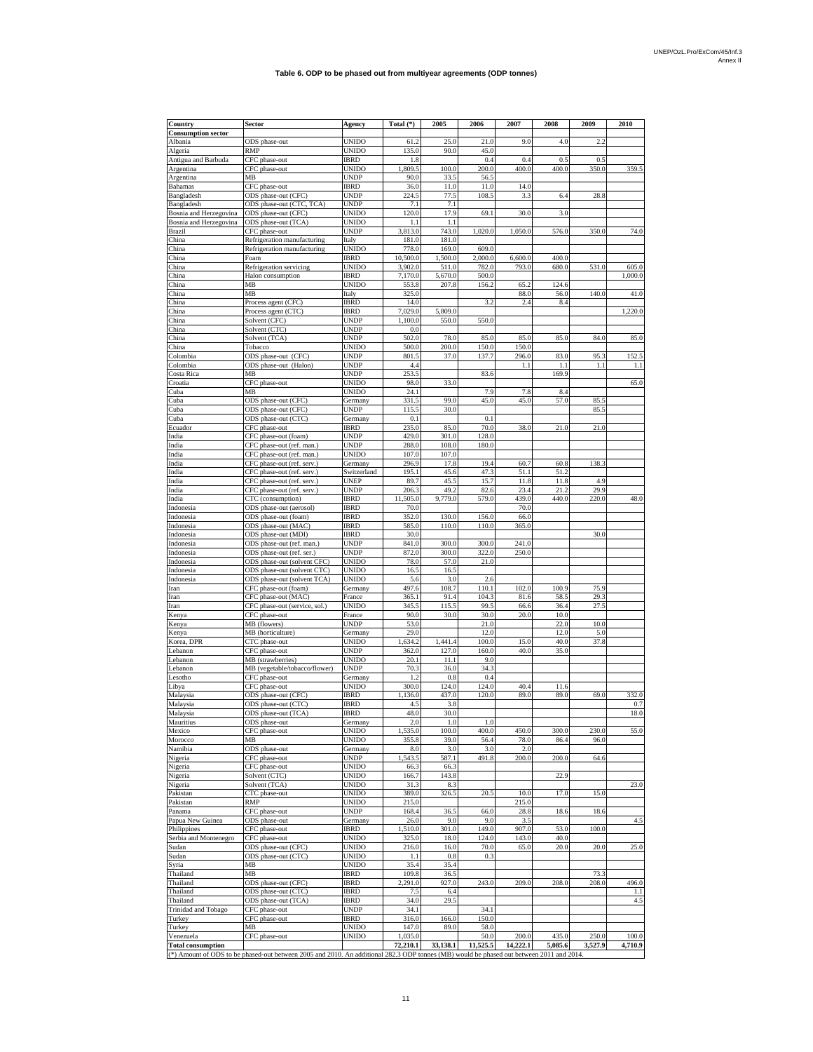**Table 6. ODP to be phased out from multiyear agreements (ODP tonnes)**

| Country | Sector | Agency | Total (*) | 2005 | 2006 | 2007 | 2008 | 2009 | 2010 |
|---|---|---|---|---|---|---|---|---|---|
| **Consumption sector** | | | | | | | | | |
| Albania | ODS phase-out | UNIDO | 61.2 | 25.0 | 21.0 | 9.0 | 4.0 | 2.2 | |
| Algeria | RMP | UNIDO | 135.0 | 90.0 | 45.0 | | | | |
| Antigua and Barbuda | CFC phase-out | IBRD | 1.8 | | 0.4 | 0.4 | 0.5 | 0.5 | |
| Argentina | CFC phase-out | UNIDO | 1,809.5 | 100.0 | 200.0 | 400.0 | 400.0 | 350.0 | 359.5 |
| Argentina | MB | UNDP | 90.0 | 33.5 | 56.5 | | | | |
| Bahamas | CFC phase-out | IBRD | 36.0 | 11.0 | 11.0 | 14.0 | | | |
| Bangladesh | ODS phase-out (CFC) | UNDP | 224.5 | 77.5 | 108.5 | 3.3 | 6.4 | 28.8 | |
| Bangladesh | ODS phase-out (CTC, TCA) | UNDP | 7.1 | 7.1 | | | | | |
| Bosnia and Herzegovina | ODS phase-out (CFC) | UNIDO | 120.0 | 17.9 | 69.1 | 30.0 | 3.0 | | |
| Bosnia and Herzegovina | ODS phase-out (TCA) | UNIDO | 1.1 | 1.1 | | | | | |
| Brazil | CFC phase-out | UNDP | 3,813.0 | 743.0 | 1,020.0 | 1,050.0 | 576.0 | 350.0 | 74.0 |
| China | Refrigeration manufacturing | Italy | 181.0 | 181.0 | | | | | |
| China | Refrigeration manufacturing | UNIDO | 778.0 | 169.0 | 609.0 | | | | |
| China | Foam | IBRD | 10,500.0 | 1,500.0 | 2,000.0 | 6,600.0 | 400.0 | | |
| China | Refrigeration servicing | UNIDO | 3,902.0 | 511.0 | 782.0 | 793.0 | 680.0 | 531.0 | 605.0 |
| China | Halon consumption | IBRD | 7,170.0 | 5,670.0 | 500.0 | | | | 1,000.0 |
| China | MB | UNIDO | 553.8 | 207.8 | 156.2 | 65.2 | 124.6 | | |
| China | MB | Italy | 325.0 | | | 88.0 | 56.0 | 140.0 | 41.0 |
| China | Process agent (CFC) | IBRD | 14.0 | | 3.2 | 2.4 | 8.4 | | |
| China | Process agent (CTC) | IBRD | 7,029.0 | 5,809.0 | | | | | 1,220.0 |
| China | Solvent (CFC) | UNDP | 1,100.0 | 550.0 | 550.0 | | | | |
| China | Solvent (CTC) | UNDP | 0.0 | | | | | | |
| China | Solvent (TCA) | UNDP | 502.0 | 78.0 | 85.0 | 85.0 | 85.0 | 84.0 | 85.0 |
| China | Tobacco | UNIDO | 500.0 | 200.0 | 150.0 | 150.0 | | | |
| Colombia | ODS phase-out (CFC) | UNDP | 801.5 | 37.0 | 137.7 | 296.0 | 83.0 | 95.3 | 152.5 |
| Colombia | ODS phase-out (Halon) | UNDP | 4.4 | | | 1.1 | 1.1 | 1.1 | 1.1 |
| Costa Rica | MB | UNDP | 253.5 | | 83.6 | | 169.9 | | |
| Croatia | CFC phase-out | UNIDO | 98.0 | 33.0 | | | | | 65.0 |
| Cuba | MB | UNIDO | 24.1 | | 7.9 | 7.8 | 8.4 | | |
| Cuba | ODS phase-out (CFC) | Germany | 331.5 | 99.0 | 45.0 | 45.0 | 57.0 | 85.5 | |
| Cuba | ODS phase-out (CFC) | UNDP | 115.5 | 30.0 | | | | 85.5 | |
| Cuba | ODS phase-out (CTC) | Germany | 0.1 | | 0.1 | | | | |
| Ecuador | CFC phase-out | IBRD | 235.0 | 85.0 | 70.0 | 38.0 | 21.0 | 21.0 | |
| India | CFC phase-out (foam) | UNDP | 429.0 | 301.0 | 128.0 | | | | |
| India | CFC phase-out (ref. man.) | UNDP | 288.0 | 108.0 | 180.0 | | | | |
| India | CFC phase-out (ref. man.) | UNIDO | 107.0 | 107.0 | | | | | |
| India | CFC phase-out (ref. serv.) | Germany | 296.9 | 17.8 | 19.4 | 60.7 | 60.8 | 138.3 | |
| India | CFC phase-out (ref. serv.) | Switzerland | 195.1 | 45.6 | 47.3 | 51.1 | 51.2 | | |
| India | CFC phase-out (ref. serv.) | UNEP | 89.7 | 45.5 | 15.7 | 11.8 | 11.8 | 4.9 | |
| India | CFC phase-out (ref. serv.) | UNDP | 206.3 | 49.2 | 82.6 | 23.4 | 21.2 | 29.9 | |
| India | CTC (consumption) | IBRD | 11,505.0 | 9,779.0 | 579.0 | 439.0 | 440.0 | 220.0 | 48.0 |
| Indonesia | ODS phase-out (aerosol) | IBRD | 70.0 | | | 70.0 | | | |
| Indonesia | ODS phase-out (foam) | IBRD | 352.0 | 130.0 | 156.0 | 66.0 | | | |
| Indonesia | ODS phase-out (MAC) | IBRD | 585.0 | 110.0 | 110.0 | 365.0 | | | |
| Indonesia | ODS phase-out (MDI) | IBRD | 30.0 | | | | | 30.0 | |
| Indonesia | ODS phase-out (ref. man.) | UNDP | 841.0 | 300.0 | 300.0 | 241.0 | | | |
| Indonesia | ODS phase-out (ref. ser.) | UNDP | 872.0 | 300.0 | 322.0 | 250.0 | | | |
| Indonesia | ODS phase-out (solvent CFC) | UNIDO | 78.0 | 57.0 | 21.0 | | | | |
| Indonesia | ODS phase-out (solvent CTC) | UNIDO | 16.5 | 16.5 | | | | | |
| Indonesia | ODS phase-out (solvent TCA) | UNIDO | 5.6 | 3.0 | 2.6 | | | | |
| Iran | CFC phase-out (foam) | Germany | 497.6 | 108.7 | 110.1 | 102.0 | 100.9 | 75.9 | |
| Iran | CFC phase-out (MAC) | France | 365.1 | 91.4 | 104.3 | 81.6 | 58.5 | 29.3 | |
| Iran | CFC phase-out (service, sol.) | UNIDO | 345.5 | 115.5 | 99.5 | 66.6 | 36.4 | 27.5 | |
| Kenya | CFC phase-out | France | 90.0 | 30.0 | 30.0 | 20.0 | 10.0 | | |
| Kenya | MB (flowers) | UNDP | 53.0 | | 21.0 | | 22.0 | 10.0 | |
| Kenya | MB (horticulture) | Germany | 29.0 | | 12.0 | | 12.0 | 5.0 | |
| Korea, DPR | CTC phase-out | UNIDO | 1,634.2 | 1,441.4 | 100.0 | 15.0 | 40.0 | 37.8 | |
| Lebanon | CFC phase-out | UNDP | 362.0 | 127.0 | 160.0 | 40.0 | 35.0 | | |
| Lebanon | MB (strawberries) | UNIDO | 20.1 | 11.1 | 9.0 | | | | |
| Lebanon | MB (vegetable/tobacco/flower) | UNDP | 70.3 | 36.0 | 34.3 | | | | |
| Lesotho | CFC phase-out | Germany | 1.2 | 0.8 | 0.4 | | | | |
| Libya | CFC phase-out | UNIDO | 300.0 | 124.0 | 124.0 | 40.4 | 11.6 | | |
| Malaysia | ODS phase-out (CFC) | IBRD | 1,136.0 | 437.0 | 120.0 | 89.0 | 89.0 | 69.0 | 332.0 |
| Malaysia | ODS phase-out (CTC) | IBRD | 4.5 | 3.8 | | | | | 0.7 |
| Malaysia | ODS phase-out (TCA) | IBRD | 48.0 | 30.0 | | | | | 18.0 |
| Mauritius | ODS phase-out | Germany | 2.0 | 1.0 | 1.0 | | | | |
| Mexico | CFC phase-out | UNIDO | 1,535.0 | 100.0 | 400.0 | 450.0 | 300.0 | 230.0 | 55.0 |
| Morocco | MB | UNIDO | 355.8 | 39.0 | 56.4 | 78.0 | 86.4 | 96.0 | |
| Namibia | ODS phase-out | Germany | 8.0 | 3.0 | 3.0 | 2.0 | | | |
| Nigeria | CFC phase-out | UNDP | 1,543.5 | 587.1 | 491.8 | 200.0 | 200.0 | 64.6 | |
| Nigeria | CFC phase-out | UNIDO | 66.3 | 66.3 | | | | | |
| Nigeria | Solvent (CTC) | UNIDO | 166.7 | 143.8 | | | 22.9 | | |
| Nigeria | Solvent (TCA) | UNIDO | 31.3 | 8.3 | | | | | 23.0 |
| Pakistan | CTC phase-out | UNIDO | 389.0 | 326.5 | 20.5 | 10.0 | 17.0 | 15.0 | |
| Pakistan | RMP | UNIDO | 215.0 | | | 215.0 | | | |
| Panama | CFC phase-out | UNDP | 168.4 | 36.5 | 66.0 | 28.8 | 18.6 | 18.6 | |
| Papua New Guinea | ODS phase-out | Germany | 26.0 | 9.0 | 9.0 | 3.5 | | | 4.5 |
| Philippines | CFC phase-out | IBRD | 1,510.0 | 301.0 | 149.0 | 907.0 | 53.0 | 100.0 | |
| Serbia and Montenegro | CFC phase-out | UNIDO | 325.0 | 18.0 | 124.0 | 143.0 | 40.0 | | |
| Sudan | ODS phase-out (CFC) | UNIDO | 216.0 | 16.0 | 70.0 | 65.0 | 20.0 | 20.0 | 25.0 |
| Sudan | ODS phase-out (CTC) | UNIDO | 1.1 | 0.8 | 0.3 | | | | |
| Syria | MB | UNIDO | 35.4 | 35.4 | | | | | |
| Thailand | MB | IBRD | 109.8 | 36.5 | | | | 73.3 | |
| Thailand | ODS phase-out (CFC) | IBRD | 2,291.0 | 927.0 | 243.0 | 209.0 | 208.0 | 208.0 | 496.0 |
| Thailand | ODS phase-out (CTC) | IBRD | 7.5 | 6.4 | | | | | 1.1 |
| Thailand | ODS phase-out (TCA) | IBRD | 34.0 | 29.5 | | | | | 4.5 |
| Trinidad and Tobago | CFC phase-out | UNDP | 34.1 | | 34.1 | | | | |
| Turkey | CFC phase-out | IBRD | 316.0 | 166.0 | 150.0 | | | | |
| Turkey | MB | UNIDO | 147.0 | 89.0 | 58.0 | | | | |
| Venezuela | CFC phase-out | UNIDO | 1,035.0 | | 50.0 | 200.0 | 435.0 | 250.0 | 100.0 |
| **Total consumption** | | | **72,210.1** | **33,138.1** | **11,525.5** | **14,222.1** | **5,085.6** | **3,527.9** | **4,710.9** |

(*) Amount of ODS to be phased-out between 2005 and 2010. An additional 282.3 ODP tonnes (MB) would be phased out between 2011 and 2014.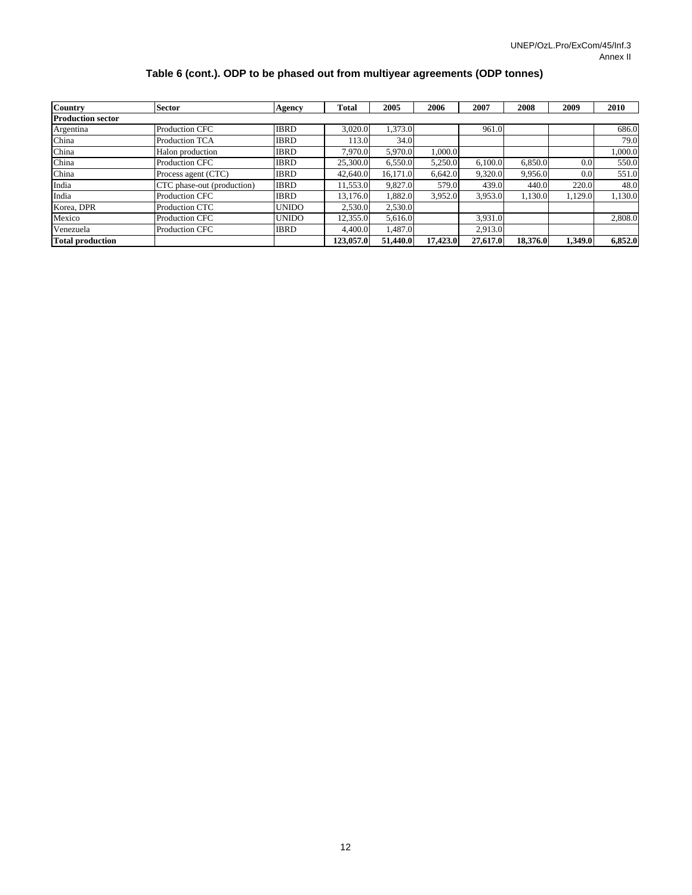**Table 6 (cont.). ODP to be phased out from multiyear agreements (ODP tonnes)**

| Country | Sector | Agency | Total | 2005 | 2006 | 2007 | 2008 | 2009 | 2010 |
|---|---|---|---|---|---|---|---|---|---|
| **Production sector** | | | | | | | | | |
| Argentina | Production CFC | IBRD | 3,020.0 | 1,373.0 | | 961.0 | | | 686.0 |
| China | Production TCA | IBRD | 113.0 | 34.0 | | | | | 79.0 |
| China | Halon production | IBRD | 7,970.0 | 5,970.0 | 1,000.0 | | | | 1,000.0 |
| China | Production CFC | IBRD | 25,300.0 | 6,550.0 | 5,250.0 | 6,100.0 | 6,850.0 | 0.0 | 550.0 |
| China | Process agent (CTC) | IBRD | 42,640.0 | 16,171.0 | 6,642.0 | 9,320.0 | 9,956.0 | 0.0 | 551.0 |
| India | CTC phase-out (production) | IBRD | 11,553.0 | 9,827.0 | 579.0 | 439.0 | 440.0 | 220.0 | 48.0 |
| India | Production CFC | IBRD | 13,176.0 | 1,882.0 | 3,952.0 | 3,953.0 | 1,130.0 | 1,129.0 | 1,130.0 |
| Korea, DPR | Production CTC | UNIDO | 2,530.0 | 2,530.0 | | | | | |
| Mexico | Production CFC | UNIDO | 12,355.0 | 5,616.0 | | 3,931.0 | | | 2,808.0 |
| Venezuela | Production CFC | IBRD | 4,400.0 | 1,487.0 | | 2,913.0 | | | |
| **Total production** | | | **123,057.0** | **51,440.0** | **17,423.0** | **27,617.0** | **18,376.0** | **1,349.0** | **6,852.0** |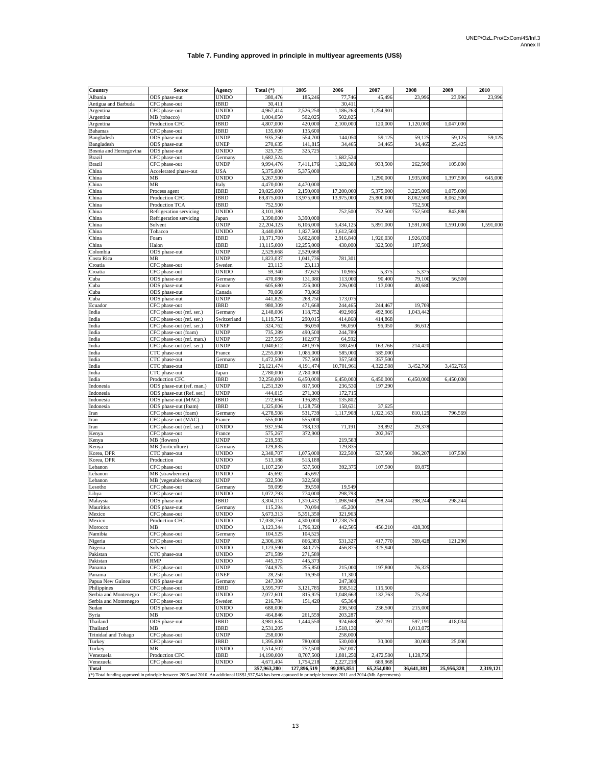### Table 7. Funding approved in principle in multiyear agreements (US$)

| Country | Sector | Agency | Total (*) | 2005 | 2006 | 2007 | 2008 | 2009 | 2010 |
|---|---|---|---|---|---|---|---|---|---|
| Albania | ODS phase-out | UNIDO | 380,476 | 185,246 | 77,746 | 45,496 | 23,996 | 23,996 | 23,996 |
| Antigua and Barbuda | CFC phase-out | IBRD | 30,411 | | 30,411 | | | | |
| Argentina | CFC phase-out | UNIDO | 4,967,414 | 2,526,250 | 1,186,263 | 1,254,901 | | | |
| Argentina | MB (tobacco) | UNDP | 1,004,050 | 502,025 | 502,025 | | | | |
| Argentina | Production CFC | IBRD | 4,807,000 | 420,000 | 2,100,000 | 120,000 | 1,120,000 | 1,047,000 | |
| Bahamas | CFC phase-out | IBRD | 135,600 | 135,600 | | | | | |
| Bangladesh | ODS phase-out | UNDP | 935,250 | 554,700 | 144,050 | 59,125 | 59,125 | 59,125 | 59,125 |
| Bangladesh | ODS phase-out | UNEP | 270,635 | 141,815 | 34,465 | 34,465 | 34,465 | 25,425 | |
| Bosnia and Herzegovina | ODS phase-out | UNIDO | 325,725 | 325,725 | | | | | |
| Brazil | CFC phase-out | Germany | 1,682,524 | | 1,682,524 | | | | |
| Brazil | CFC phase-out | UNDP | 9,994,476 | 7,411,176 | 1,282,300 | 933,500 | 262,500 | 105,000 | |
| China | Accelerated phase-out | USA | 5,375,000 | 5,375,000 | | | | | |
| China | MB | UNIDO | 5,267,500 | | | 1,290,000 | 1,935,000 | 1,397,500 | 645,000 |
| China | MB | Italy | 4,470,000 | 4,470,000 | | | | | |
| China | Process agent | IBRD | 29,025,000 | 2,150,000 | 17,200,000 | 5,375,000 | 3,225,000 | 1,075,000 | |
| China | Production CFC | IBRD | 69,875,000 | 13,975,000 | 13,975,000 | 25,800,000 | 8,062,500 | 8,062,500 | |
| China | Production TCA | IBRD | 752,500 | | | | 752,500 | | |
| China | Refrigeration servicing | UNIDO | 3,101,380 | | 752,500 | 752,500 | 752,500 | 843,880 | |
| China | Refrigeration servicing | Japan | 3,390,000 | 3,390,000 | | | | | |
| China | Solvent | UNDP | 22,204,125 | 6,106,000 | 5,434,125 | 5,891,000 | 1,591,000 | 1,591,000 | 1,591,000 |
| China | Tobacco | UNIDO | 3,440,000 | 1,827,500 | 1,612,500 | | | | |
| China | Foam | IBRD | 10,371,700 | 3,602,800 | 2,916,840 | 1,926,030 | 1,926,030 | | |
| China | Halon | IBRD | 13,115,000 | 12,255,000 | 430,000 | 322,500 | 107,500 | | |
| Colombia | ODS phase-out | UNDP | 2,529,668 | 2,529,668 | | | | | |
| Costa Rica | MB | UNDP | 1,823,037 | 1,041,736 | 781,301 | | | | |
| Croatia | CFC phase-out | Sweden | 23,113 | 23,113 | | | | | |
| Croatia | CFC phase-out | UNIDO | 59,340 | 37,625 | 10,965 | 5,375 | 5,375 | | |
| Cuba | ODS phase-out | Germany | 470,080 | 131,080 | 113,000 | 90,400 | 79,100 | 56,500 | |
| Cuba | ODS phase-out | France | 605,680 | 226,000 | 226,000 | 113,000 | 40,680 | | |
| Cuba | ODS phase-out | Canada | 70,060 | 70,060 | | | | | |
| Cuba | ODS phase-out | UNDP | 441,825 | 268,750 | 173,075 | | | | |
| Ecuador | CFC phase-out | IBRD | 980,309 | 471,668 | 244,465 | 244,467 | 19,709 | | |
| India | CFC phase-out (ref. ser.) | Germany | 2,148,006 | 118,752 | 492,906 | 492,906 | 1,043,442 | | |
| India | CFC phase-out (ref. ser.) | Switzerland | 1,119,751 | 290,015 | 414,868 | 414,868 | | | |
| India | CFC phase-out (ref. ser.) | UNEP | 324,762 | 96,050 | 96,050 | 96,050 | 36,612 | | |
| India | CFC phase-out (foam) | UNDP | 735,289 | 490,500 | 244,789 | | | | |
| India | CFC phase-out (ref. man.) | UNDP | 227,565 | 162,973 | 64,592 | | | | |
| India | CFC phase-out (ref. ser.) | UNDP | 1,040,612 | 481,976 | 180,450 | 163,766 | 214,420 | | |
| India | CTC phase-out | France | 2,255,000 | 1,085,000 | 585,000 | 585,000 | | | |
| India | CTC phase-out | Germany | 1,472,500 | 757,500 | 357,500 | 357,500 | | | |
| India | CTC phase-out | IBRD | 26,121,474 | 4,191,474 | 10,701,961 | 4,322,508 | 3,452,766 | 3,452,765 | |
| India | CTC phase-out | Japan | 2,780,000 | 2,780,000 | | | | | |
| India | Production CFC | IBRD | 32,250,000 | 6,450,000 | 6,450,000 | 6,450,000 | 6,450,000 | 6,450,000 | |
| Indonesia | ODS phase-out (ref. man.) | UNDP | 1,251,320 | 817,500 | 236,530 | 197,290 | | | |
| Indonesia | ODS phase-out (Ref. ser.) | UNDP | 444,015 | 271,300 | 172,715 | | | | |
| Indonesia | ODS phase-out (MAC) | IBRD | 272,694 | 136,892 | 135,802 | | | | |
| Indonesia | ODS phase-out (foam) | IBRD | 1,325,006 | 1,128,750 | 158,631 | 37,625 | | | |
| Iran | CFC phase-out (foam) | Germany | 4,278,508 | 531,739 | 1,117,908 | 1,022,163 | 810,129 | 796,569 | |
| Iran | CFC phase-out (MAC) | France | 555,000 | 555,000 | | | | | |
| Iran | CFC phase-out (ref. ser.) | UNIDO | 937,594 | 798,133 | 71,191 | 38,892 | 29,378 | | |
| Kenya | CFC phase-out | France | 575,267 | 372,900 | | 202,367 | | | |
| Kenya | MB (flowers) | UNDP | 219,583 | | 219,583 | | | | |
| Kenya | MB (horticulture) | Germany | 129,835 | | 129,835 | | | | |
| Korea, DPR | CTC phase-out | UNIDO | 2,348,707 | 1,075,000 | 322,500 | 537,500 | 306,207 | 107,500 | |
| Korea, DPR | Production | UNIDO | 513,188 | 513,188 | | | | | |
| Lebanon | CFC phase-out | UNDP | 1,107,250 | 537,500 | 392,375 | 107,500 | 69,875 | | |
| Lebanon | MB (strawberries) | UNIDO | 45,692 | 45,692 | | | | | |
| Lebanon | MB (vegetable/tobacco) | UNDP | 322,500 | 322,500 | | | | | |
| Lesotho | CFC phase-out | Germany | 59,099 | 39,550 | 19,549 | | | | |
| Libya | CFC phase-out | UNIDO | 1,072,793 | 774,000 | 298,793 | | | | |
| Malaysia | ODS phase-out | IBRD | 3,304,113 | 1,310,432 | 1,098,949 | 298,244 | 298,244 | 298,244 | |
| Mauritius | ODS phase-out | Germany | 115,294 | 70,094 | 45,200 | | | | |
| Mexico | CFC phase-out | UNIDO | 5,673,313 | 5,351,350 | 321,963 | | | | |
| Mexico | Production CFC | UNIDO | 17,038,750 | 4,300,000 | 12,738,750 | | | | |
| Morocco | MB | UNIDO | 3,123,344 | 1,796,320 | 442,505 | 456,210 | 428,309 | | |
| Namibia | CFC phase-out | Germany | 104,525 | 104,525 | | | | | |
| Nigeria | CFC phase-out | UNDP | 2,306,198 | 866,383 | 531,327 | 417,770 | 369,428 | 121,290 | |
| Nigeria | Solvent | UNIDO | 1,123,590 | 340,775 | 456,875 | 325,940 | | | |
| Pakistan | CTC phase-out | UNIDO | 271,589 | 271,589 | | | | | |
| Pakistan | RMP | UNIDO | 445,373 | 445,373 | | | | | |
| Panama | CFC phase-out | UNDP | 744,975 | 255,850 | 215,000 | 197,800 | 76,325 | | |
| Panama | CFC phase-out | UNEP | 28,250 | 16,950 | 11,300 | | | | |
| Papua New Guinea | ODS phase-out | Germany | 247,300 | | 247,300 | | | | |
| Philippines | CFC phase-out | IBRD | 3,595,797 | 3,121,785 | 358,512 | 115,500 | | | |
| Serbia and Montenegro | CFC phase-out | UNIDO | 2,072,601 | 815,925 | 1,048,663 | 132,763 | 75,250 | | |
| Serbia and Montenegro | CFC phase-out | Sweden | 216,784 | 151,420 | 65,364 | | | | |
| Sudan | ODS phase-out | UNIDO | 688,000 | | 236,500 | 236,500 | 215,000 | | |
| Syria | MB | UNIDO | 464,846 | 261,559 | 203,287 | | | | |
| Thailand | ODS phase-out | IBRD | 3,981,634 | 1,444,550 | 924,668 | 597,191 | 597,191 | 418,034 | |
| Thailand | MB | IBRD | 2,531,205 | | 1,518,130 | | 1,013,075 | | |
| Trinidad and Tobago | CFC phase-out | UNDP | 258,000 | | 258,000 | | | | |
| Turkey | CFC phase-out | IBRD | 1,395,000 | 780,000 | 530,000 | 30,000 | 30,000 | 25,000 | |
| Turkey | MB | UNIDO | 1,514,507 | 752,500 | 762,007 | | | | |
| Venezuela | Production CFC | IBRD | 14,190,000 | 8,707,500 | 1,881,250 | 2,472,500 | 1,128,750 | | |
| Venezuela | CFC phase-out | UNIDO | 4,671,404 | 1,754,218 | 2,227,218 | 689,968 | | | |
| **Total** | | | **357,963,280** | **127,896,519** | **99,895,851** | **65,254,080** | **36,641,381** | **25,956,328** | **2,319,121** |

(*) Total funding approved in principle between 2005 and 2010. An additional US$1,937,948 has been approved in principle between 2011 and 2014 (Mb Agreements)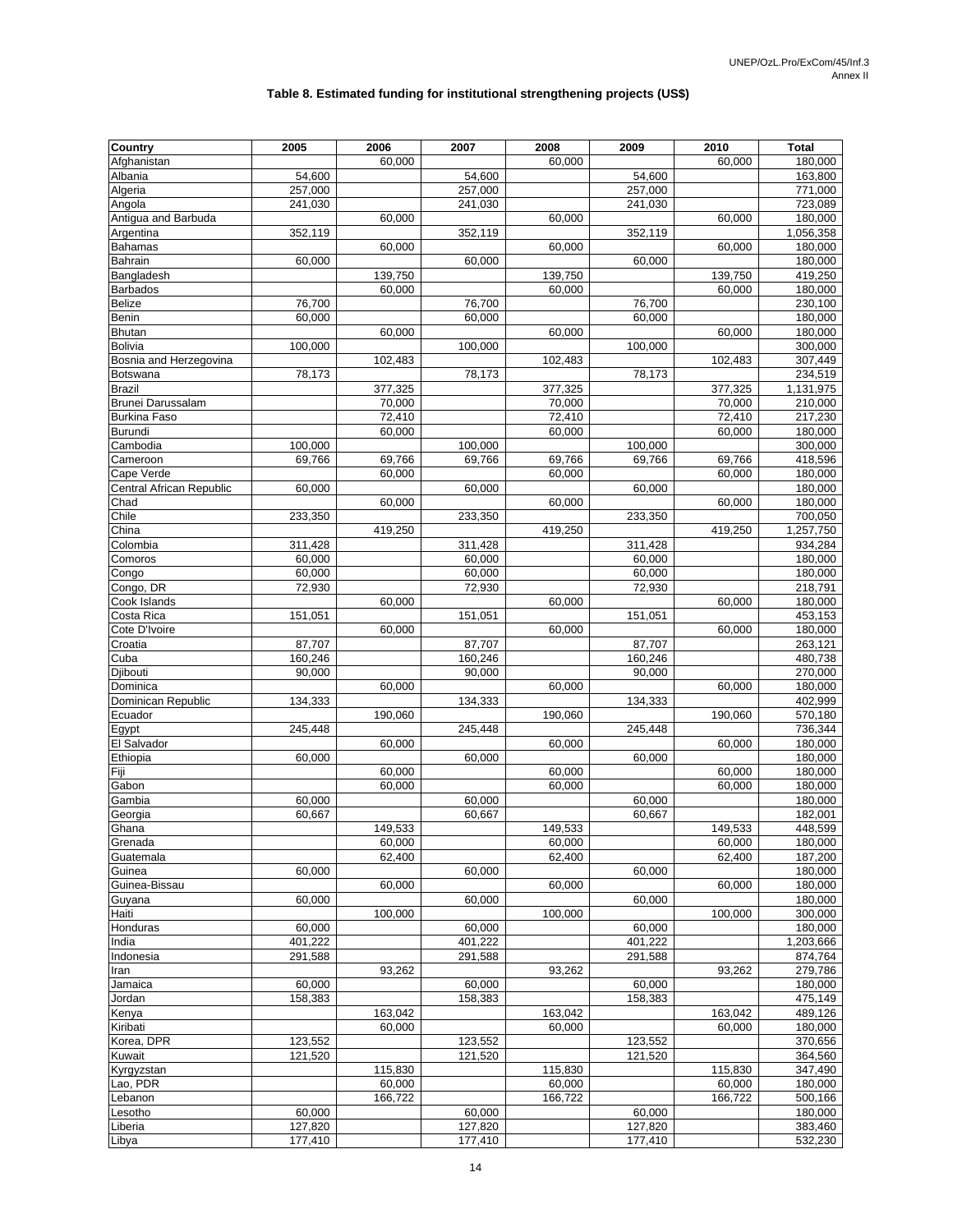**Table 8. Estimated funding for institutional strengthening projects (US$)**

| Country | 2005 | 2006 | 2007 | 2008 | 2009 | 2010 | Total |
|---|---|---|---|---|---|---|---|
| Afghanistan | | 60,000 | | 60,000 | | 60,000 | 180,000 |
| Albania | 54,600 | | 54,600 | | 54,600 | | 163,800 |
| Algeria | 257,000 | | 257,000 | | 257,000 | | 771,000 |
| Angola | 241,030 | | 241,030 | | 241,030 | | 723,089 |
| Antigua and Barbuda | | 60,000 | | 60,000 | | 60,000 | 180,000 |
| Argentina | 352,119 | | 352,119 | | 352,119 | | 1,056,358 |
| Bahamas | | 60,000 | | 60,000 | | 60,000 | 180,000 |
| Bahrain | 60,000 | | 60,000 | | 60,000 | | 180,000 |
| Bangladesh | | 139,750 | | 139,750 | | 139,750 | 419,250 |
| Barbados | | 60,000 | | 60,000 | | 60,000 | 180,000 |
| Belize | 76,700 | | 76,700 | | 76,700 | | 230,100 |
| Benin | 60,000 | | 60,000 | | 60,000 | | 180,000 |
| Bhutan | | 60,000 | | 60,000 | | 60,000 | 180,000 |
| Bolivia | 100,000 | | 100,000 | | 100,000 | | 300,000 |
| Bosnia and Herzegovina | | 102,483 | | 102,483 | | 102,483 | 307,449 |
| Botswana | 78,173 | | 78,173 | | 78,173 | | 234,519 |
| Brazil | | 377,325 | | 377,325 | | 377,325 | 1,131,975 |
| Brunei Darussalam | | 70,000 | | 70,000 | | 70,000 | 210,000 |
| Burkina Faso | | 72,410 | | 72,410 | | 72,410 | 217,230 |
| Burundi | | 60,000 | | 60,000 | | 60,000 | 180,000 |
| Cambodia | 100,000 | | 100,000 | | 100,000 | | 300,000 |
| Cameroon | 69,766 | 69,766 | 69,766 | 69,766 | 69,766 | 69,766 | 418,596 |
| Cape Verde | | 60,000 | | 60,000 | | 60,000 | 180,000 |
| Central African Republic | 60,000 | | 60,000 | | 60,000 | | 180,000 |
| Chad | | 60,000 | | 60,000 | | 60,000 | 180,000 |
| Chile | 233,350 | | 233,350 | | 233,350 | | 700,050 |
| China | | 419,250 | | 419,250 | | 419,250 | 1,257,750 |
| Colombia | 311,428 | | 311,428 | | 311,428 | | 934,284 |
| Comoros | 60,000 | | 60,000 | | 60,000 | | 180,000 |
| Congo | 60,000 | | 60,000 | | 60,000 | | 180,000 |
| Congo, DR | 72,930 | | 72,930 | | 72,930 | | 218,791 |
| Cook Islands | | 60,000 | | 60,000 | | 60,000 | 180,000 |
| Costa Rica | 151,051 | | 151,051 | | 151,051 | | 453,153 |
| Cote D'Ivoire | | 60,000 | | 60,000 | | 60,000 | 180,000 |
| Croatia | 87,707 | | 87,707 | | 87,707 | | 263,121 |
| Cuba | 160,246 | | 160,246 | | 160,246 | | 480,738 |
| Djibouti | 90,000 | | 90,000 | | 90,000 | | 270,000 |
| Dominica | | 60,000 | | 60,000 | | 60,000 | 180,000 |
| Dominican Republic | 134,333 | | 134,333 | | 134,333 | | 402,999 |
| Ecuador | | 190,060 | | 190,060 | | 190,060 | 570,180 |
| Egypt | 245,448 | | 245,448 | | 245,448 | | 736,344 |
| El Salvador | | 60,000 | | 60,000 | | 60,000 | 180,000 |
| Ethiopia | 60,000 | | 60,000 | | 60,000 | | 180,000 |
| Fiji | | 60,000 | | 60,000 | | 60,000 | 180,000 |
| Gabon | | 60,000 | | 60,000 | | 60,000 | 180,000 |
| Gambia | 60,000 | | 60,000 | | 60,000 | | 180,000 |
| Georgia | 60,667 | | 60,667 | | 60,667 | | 182,001 |
| Ghana | | 149,533 | | 149,533 | | 149,533 | 448,599 |
| Grenada | | 60,000 | | 60,000 | | 60,000 | 180,000 |
| Guatemala | | 62,400 | | 62,400 | | 62,400 | 187,200 |
| Guinea | 60,000 | | 60,000 | | 60,000 | | 180,000 |
| Guinea-Bissau | | 60,000 | | 60,000 | | 60,000 | 180,000 |
| Guyana | 60,000 | | 60,000 | | 60,000 | | 180,000 |
| Haiti | | 100,000 | | 100,000 | | 100,000 | 300,000 |
| Honduras | 60,000 | | 60,000 | | 60,000 | | 180,000 |
| India | 401,222 | | 401,222 | | 401,222 | | 1,203,666 |
| Indonesia | 291,588 | | 291,588 | | 291,588 | | 874,764 |
| Iran | | 93,262 | | 93,262 | | 93,262 | 279,786 |
| Jamaica | 60,000 | | 60,000 | | 60,000 | | 180,000 |
| Jordan | 158,383 | | 158,383 | | 158,383 | | 475,149 |
| Kenya | | 163,042 | | 163,042 | | 163,042 | 489,126 |
| Kiribati | | 60,000 | | 60,000 | | 60,000 | 180,000 |
| Korea, DPR | 123,552 | | 123,552 | | 123,552 | | 370,656 |
| Kuwait | 121,520 | | 121,520 | | 121,520 | | 364,560 |
| Kyrgyzstan | | 115,830 | | 115,830 | | 115,830 | 347,490 |
| Lao, PDR | | 60,000 | | 60,000 | | 60,000 | 180,000 |
| Lebanon | | 166,722 | | 166,722 | | 166,722 | 500,166 |
| Lesotho | 60,000 | | 60,000 | | 60,000 | | 180,000 |
| Liberia | 127,820 | | 127,820 | | 127,820 | | 383,460 |
| Libya | 177,410 | | 177,410 | | 177,410 | | 532,230 |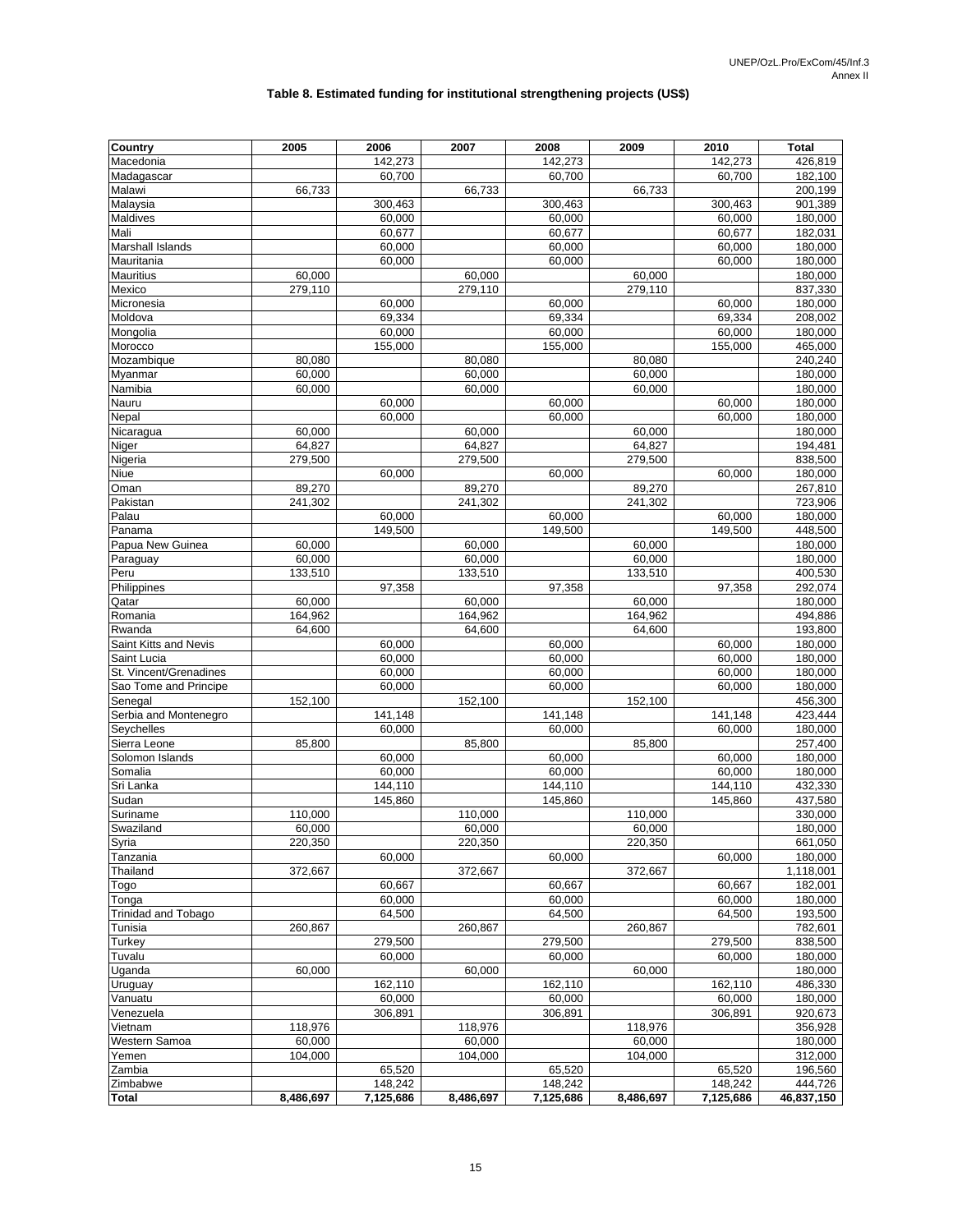**Table 8. Estimated funding for institutional strengthening projects (US$)**

| Country | 2005 | 2006 | 2007 | 2008 | 2009 | 2010 | Total |
|---|---|---|---|---|---|---|---|
| Macedonia | | 142,273 | | 142,273 | | 142,273 | 426,819 |
| Madagascar | | 60,700 | | 60,700 | | 60,700 | 182,100 |
| Malawi | 66,733 | | 66,733 | | 66,733 | | 200,199 |
| Malaysia | | 300,463 | | 300,463 | | 300,463 | 901,389 |
| Maldives | | 60,000 | | 60,000 | | 60,000 | 180,000 |
| Mali | | 60,677 | | 60,677 | | 60,677 | 182,031 |
| Marshall Islands | | 60,000 | | 60,000 | | 60,000 | 180,000 |
| Mauritania | | 60,000 | | 60,000 | | 60,000 | 180,000 |
| Mauritius | 60,000 | | 60,000 | | 60,000 | | 180,000 |
| Mexico | 279,110 | | 279,110 | | 279,110 | | 837,330 |
| Micronesia | | 60,000 | | 60,000 | | 60,000 | 180,000 |
| Moldova | | 69,334 | | 69,334 | | 69,334 | 208,002 |
| Mongolia | | 60,000 | | 60,000 | | 60,000 | 180,000 |
| Morocco | | 155,000 | | 155,000 | | 155,000 | 465,000 |
| Mozambique | 80,080 | | 80,080 | | 80,080 | | 240,240 |
| Myanmar | 60,000 | | 60,000 | | 60,000 | | 180,000 |
| Namibia | 60,000 | | 60,000 | | 60,000 | | 180,000 |
| Nauru | | 60,000 | | 60,000 | | 60,000 | 180,000 |
| Nepal | | 60,000 | | 60,000 | | 60,000 | 180,000 |
| Nicaragua | 60,000 | | 60,000 | | 60,000 | | 180,000 |
| Niger | 64,827 | | 64,827 | | 64,827 | | 194,481 |
| Nigeria | 279,500 | | 279,500 | | 279,500 | | 838,500 |
| Niue | | 60,000 | | 60,000 | | 60,000 | 180,000 |
| Oman | 89,270 | | 89,270 | | 89,270 | | 267,810 |
| Pakistan | 241,302 | | 241,302 | | 241,302 | | 723,906 |
| Palau | | 60,000 | | 60,000 | | 60,000 | 180,000 |
| Panama | | 149,500 | | 149,500 | | 149,500 | 448,500 |
| Papua New Guinea | 60,000 | | 60,000 | | 60,000 | | 180,000 |
| Paraguay | 60,000 | | 60,000 | | 60,000 | | 180,000 |
| Peru | 133,510 | | 133,510 | | 133,510 | | 400,530 |
| Philippines | | 97,358 | | 97,358 | | 97,358 | 292,074 |
| Qatar | 60,000 | | 60,000 | | 60,000 | | 180,000 |
| Romania | 164,962 | | 164,962 | | 164,962 | | 494,886 |
| Rwanda | 64,600 | | 64,600 | | 64,600 | | 193,800 |
| Saint Kitts and Nevis | | 60,000 | | 60,000 | | 60,000 | 180,000 |
| Saint Lucia | | 60,000 | | 60,000 | | 60,000 | 180,000 |
| St. Vincent/Grenadines | | 60,000 | | 60,000 | | 60,000 | 180,000 |
| Sao Tome and Principe | | 60,000 | | 60,000 | | 60,000 | 180,000 |
| Senegal | 152,100 | | 152,100 | | 152,100 | | 456,300 |
| Serbia and Montenegro | | 141,148 | | 141,148 | | 141,148 | 423,444 |
| Seychelles | | 60,000 | | 60,000 | | 60,000 | 180,000 |
| Sierra Leone | 85,800 | | 85,800 | | 85,800 | | 257,400 |
| Solomon Islands | | 60,000 | | 60,000 | | 60,000 | 180,000 |
| Somalia | | 60,000 | | 60,000 | | 60,000 | 180,000 |
| Sri Lanka | | 144,110 | | 144,110 | | 144,110 | 432,330 |
| Sudan | | 145,860 | | 145,860 | | 145,860 | 437,580 |
| Suriname | 110,000 | | 110,000 | | 110,000 | | 330,000 |
| Swaziland | 60,000 | | 60,000 | | 60,000 | | 180,000 |
| Syria | 220,350 | | 220,350 | | 220,350 | | 661,050 |
| Tanzania | | 60,000 | | 60,000 | | 60,000 | 180,000 |
| Thailand | 372,667 | | 372,667 | | 372,667 | | 1,118,001 |
| Togo | | 60,667 | | 60,667 | | 60,667 | 182,001 |
| Tonga | | 60,000 | | 60,000 | | 60,000 | 180,000 |
| Trinidad and Tobago | | 64,500 | | 64,500 | | 64,500 | 193,500 |
| Tunisia | 260,867 | | 260,867 | | 260,867 | | 782,601 |
| Turkey | | 279,500 | | 279,500 | | 279,500 | 838,500 |
| Tuvalu | | 60,000 | | 60,000 | | 60,000 | 180,000 |
| Uganda | 60,000 | | 60,000 | | 60,000 | | 180,000 |
| Uruguay | | 162,110 | | 162,110 | | 162,110 | 486,330 |
| Vanuatu | | 60,000 | | 60,000 | | 60,000 | 180,000 |
| Venezuela | | 306,891 | | 306,891 | | 306,891 | 920,673 |
| Vietnam | 118,976 | | 118,976 | | 118,976 | | 356,928 |
| Western Samoa | 60,000 | | 60,000 | | 60,000 | | 180,000 |
| Yemen | 104,000 | | 104,000 | | 104,000 | | 312,000 |
| Zambia | | 65,520 | | 65,520 | | 65,520 | 196,560 |
| Zimbabwe | | 148,242 | | 148,242 | | 148,242 | 444,726 |
| **Total** | **8,486,697** | **7,125,686** | **8,486,697** | **7,125,686** | **8,486,697** | **7,125,686** | **46,837,150** |